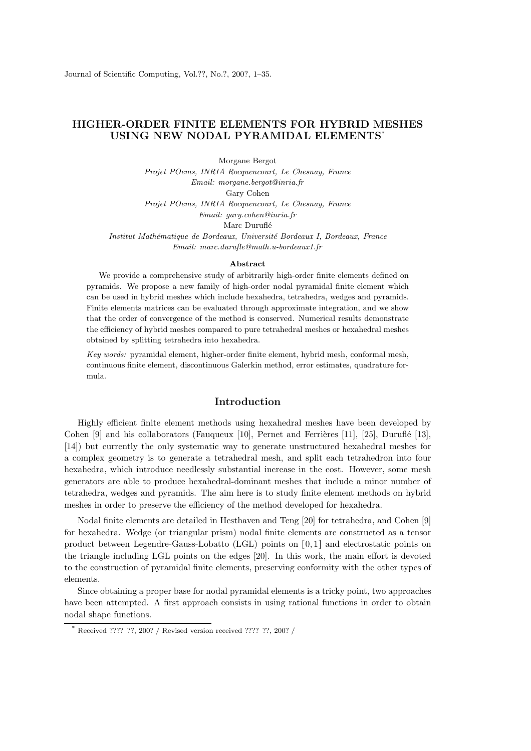# HIGHER-ORDER FINITE ELEMENTS FOR HYBRID MESHES USING NEW NODAL PYRAMIDAL ELEMENTS*

Morgane Bergot

*Projet POems, INRIA Rocquencourt, Le Chesnay, France*

*Email: morgane.bergot@inria.fr*

Gary Cohen

*Projet POems, INRIA Rocquencourt, Le Chesnay, France*

*Email: gary.cohen@inria.fr*

Marc Duruflé

*Institut Mathématique de Bordeaux, Université Bordeaux I, Bordeaux, France*

*Email: marc.durufle@math.u-bordeaux1.fr*

### Abstract

We provide a comprehensive study of arbitrarily high-order finite elements defined on pyramids. We propose a new family of high-order nodal pyramidal finite element which can be used in hybrid meshes which include hexahedra, tetrahedra, wedges and pyramids. Finite elements matrices can be evaluated through approximate integration, and we show that the order of convergence of the method is conserved. Numerical results demonstrate the efficiency of hybrid meshes compared to pure tetrahedral meshes or hexahedral meshes obtained by splitting tetrahedra into hexahedra.

*Key words:* pyramidal element, higher-order finite element, hybrid mesh, conformal mesh, continuous finite element, discontinuous Galerkin method, error estimates, quadrature formula.

## Introduction

Highly efficient finite element methods using hexahedral meshes have been developed by Cohen [9] and his collaborators (Fauqueux [10], Pernet and Ferrières [11], [25], Duruflé [13], [14]) but currently the only systematic way to generate unstructured hexahedral meshes for a complex geometry is to generate a tetrahedral mesh, and split each tetrahedron into four hexahedra, which introduce needlessly substantial increase in the cost. However, some mesh generators are able to produce hexahedral-dominant meshes that include a minor number of tetrahedra, wedges and pyramids. The aim here is to study finite element methods on hybrid meshes in order to preserve the efficiency of the method developed for hexahedra.

Nodal finite elements are detailed in Hesthaven and Teng [20] for tetrahedra, and Cohen [9] for hexahedra. Wedge (or triangular prism) nodal finite elements are constructed as a tensor product between Legendre-Gauss-Lobatto (LGL) points on $[0,1]$ and electrostatic points on the triangle including LGL points on the edges [20]. In this work, the main effort is devoted to the construction of pyramidal finite elements, preserving conformity with the other types of elements.

Since obtaining a proper base for nodal pyramidal elements is a tricky point, two approaches have been attempted. A first approach consists in using rational functions in order to obtain nodal shape functions.

* Received ???? ??, 200? / Revised version received ???? ??, 200? /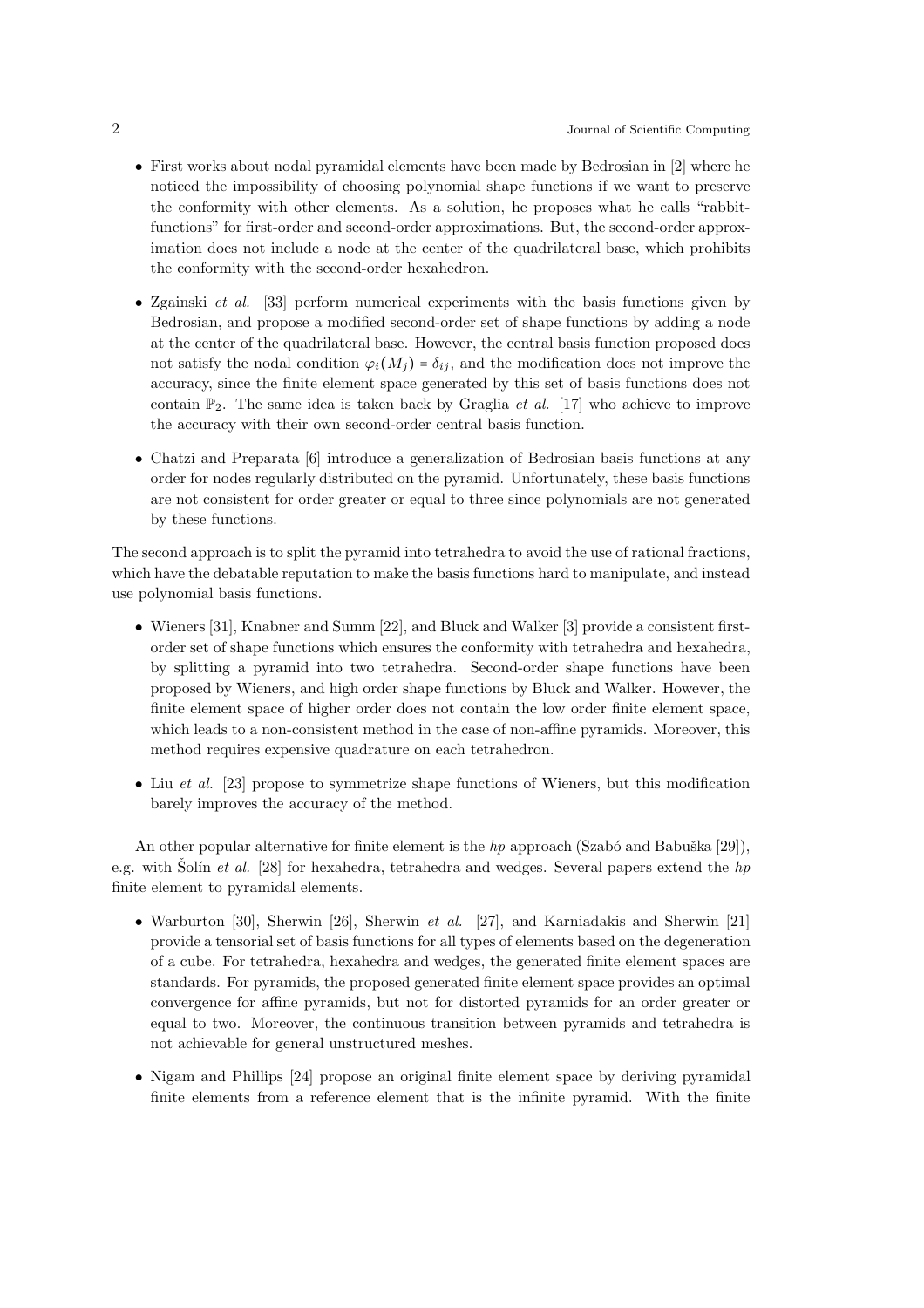- First works about nodal pyramidal elements have been made by Bedrosian in [2] where he noticed the impossibility of choosing polynomial shape functions if we want to preserve the conformity with other elements. As a solution, he proposes what he calls "rabbit-functions" for first-order and second-order approximations. But, the second-order approximation does not include a node at the center of the quadrilateral base, which prohibits the conformity with the second-order hexahedron.
- Zgainski *et al.* [33] perform numerical experiments with the basis functions given by Bedrosian, and propose a modified second-order set of shape functions by adding a node at the center of the quadrilateral base. However, the central basis function proposed does not satisfy the nodal condition $\varphi_i(M_j) = \delta_{ij}$, and the modification does not improve the accuracy, since the finite element space generated by this set of basis functions does not contain $\mathbb{P}_2$. The same idea is taken back by Graglia *et al.* [17] who achieve to improve the accuracy with their own second-order central basis function.
- Chatzi and Preparata [6] introduce a generalization of Bedrosian basis functions at any order for nodes regularly distributed on the pyramid. Unfortunately, these basis functions are not consistent for order greater or equal to three since polynomials are not generated by these functions.

The second approach is to split the pyramid into tetrahedra to avoid the use of rational fractions, which have the debatable reputation to make the basis functions hard to manipulate, and instead use polynomial basis functions.

- Wieners [31], Knabner and Summ [22], and Bluck and Walker [3] provide a consistent first-order set of shape functions which ensures the conformity with tetrahedra and hexahedra, by splitting a pyramid into two tetrahedra. Second-order shape functions have been proposed by Wieners, and high order shape functions by Bluck and Walker. However, the finite element space of higher order does not contain the low order finite element space, which leads to a non-consistent method in the case of non-affine pyramids. Moreover, this method requires expensive quadrature on each tetrahedron.
- Liu *et al.* [23] propose to symmetrize shape functions of Wieners, but this modification barely improves the accuracy of the method.

An other popular alternative for finite element is the *hp* approach (Szabó and Babuška [29]), e.g. with Šolín *et al.* [28] for hexahedra, tetrahedra and wedges. Several papers extend the *hp* finite element to pyramidal elements.

- Warburton [30], Sherwin [26], Sherwin *et al.* [27], and Karniadakis and Sherwin [21] provide a tensorial set of basis functions for all types of elements based on the degeneration of a cube. For tetrahedra, hexahedra and wedges, the generated finite element spaces are standards. For pyramids, the proposed generated finite element space provides an optimal convergence for affine pyramids, but not for distorted pyramids for an order greater or equal to two. Moreover, the continuous transition between pyramids and tetrahedra is not achievable for general unstructured meshes.
- Nigam and Phillips [24] propose an original finite element space by deriving pyramidal finite elements from a reference element that is the infinite pyramid. With the finite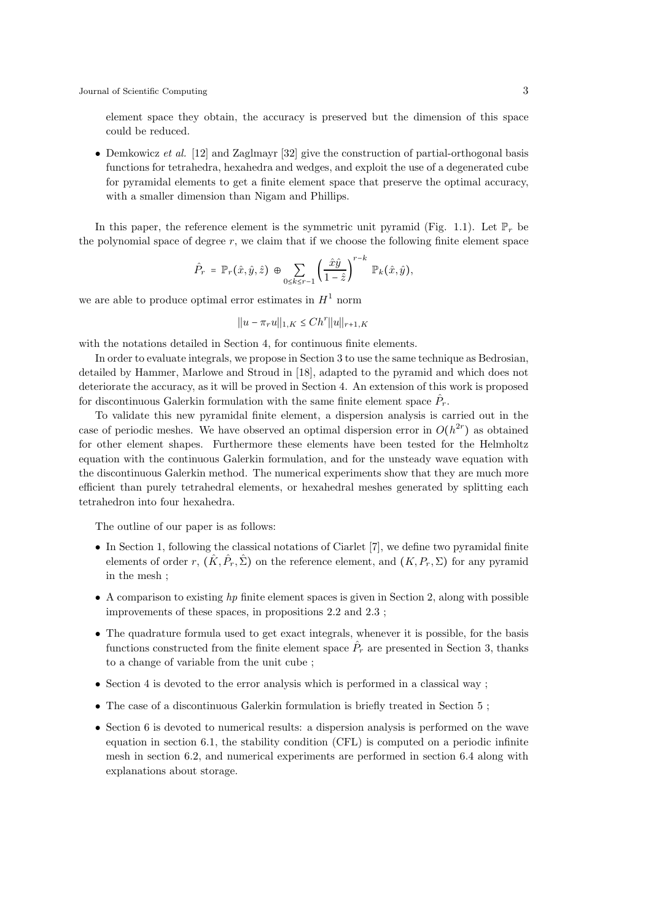element space they obtain, the accuracy is preserved but the dimension of this space could be reduced.

- Demkowicz *et al.* [12] and Zaglmayr [32] give the construction of partial-orthogonal basis functions for tetrahedra, hexahedra and wedges, and exploit the use of a degenerated cube for pyramidal elements to get a finite element space that preserve the optimal accuracy, with a smaller dimension than Nigam and Phillips.

In this paper, the reference element is the symmetric unit pyramid (Fig. 1.1). Let $\mathbb{P}_r$ be the polynomial space of degree $r$, we claim that if we choose the following finite element space

$$\hat{P}_r = \mathbb{P}_r(\hat{x}, \hat{y}, \hat{z}) \oplus \sum_{0 \leq k \leq r-1} \left( \frac{\hat{x}\hat{y}}{1 - \hat{z}} \right)^{r-k} \mathbb{P}_k(\hat{x}, \hat{y}),$$

we are able to produce optimal error estimates in $H^1$ norm

$$\|u - \pi_r u\|_{1,K} \leq C h^r \|u\|_{r+1,K}$$

with the notations detailed in Section 4, for continuous finite elements.

In order to evaluate integrals, we propose in Section 3 to use the same technique as Bedrosian, detailed by Hammer, Marlowe and Stroud in [18], adapted to the pyramid and which does not deteriorate the accuracy, as it will be proved in Section 4. An extension of this work is proposed for discontinuous Galerkin formulation with the same finite element space $\hat{P}_r$.

To validate this new pyramidal finite element, a dispersion analysis is carried out in the case of periodic meshes. We have observed an optimal dispersion error in $O(h^{2r})$ as obtained for other element shapes. Furthermore these elements have been tested for the Helmholtz equation with the continuous Galerkin formulation, and for the unsteady wave equation with the discontinuous Galerkin method. The numerical experiments show that they are much more efficient than purely tetrahedral elements, or hexahedral meshes generated by splitting each tetrahedron into four hexahedra.

The outline of our paper is as follows:

- In Section 1, following the classical notations of Ciarlet [7], we define two pyramidal finite elements of order $r$, $(\hat{K}, \hat{P}_r, \hat{\Sigma})$ on the reference element, and $(K, P_r, \Sigma)$ for any pyramid in the mesh ;
- A comparison to existing *hp* finite element spaces is given in Section 2, along with possible improvements of these spaces, in propositions 2.2 and 2.3 ;
- The quadrature formula used to get exact integrals, whenever it is possible, for the basis functions constructed from the finite element space $\hat{P}_r$ are presented in Section 3, thanks to a change of variable from the unit cube ;
- Section 4 is devoted to the error analysis which is performed in a classical way ;
- The case of a discontinuous Galerkin formulation is briefly treated in Section 5 ;
- Section 6 is devoted to numerical results: a dispersion analysis is performed on the wave equation in section 6.1, the stability condition (CFL) is computed on a periodic infinite mesh in section 6.2, and numerical experiments are performed in section 6.4 along with explanations about storage.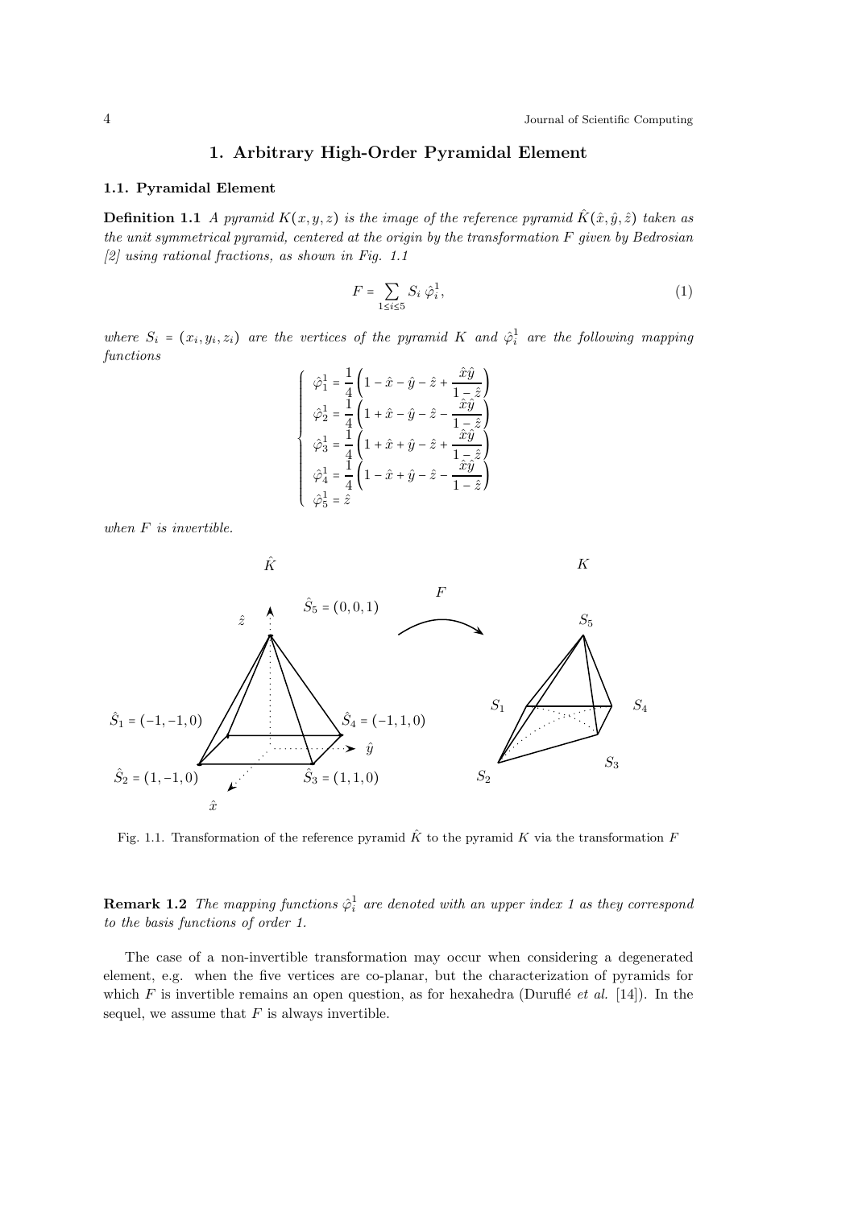# 1. Arbitrary High-Order Pyramidal Element

## 1.1. Pyramidal Element

**Definition 1.1** *A pyramid $K(x,y,z)$ is the image of the reference pyramid $\hat{K}(\hat{x},\hat{y},\hat{z})$ taken as the unit symmetrical pyramid, centered at the origin by the transformation $F$ given by Bedrosian [2] using rational fractions, as shown in Fig. 1.1*

$$F = \sum_{1 \le i \le 5} S_i \, \hat{\varphi}_i^1, \tag{1}$$

*where $S_i = (x_i, y_i, z_i)$ are the vertices of the pyramid $K$ and $\hat{\varphi}_i^1$ are the following mapping functions*

$$\left\{ \begin{array}{l} \hat{\varphi}_1^1 = \dfrac{1}{4}\left(1 - \hat{x} - \hat{y} - \hat{z} + \dfrac{\hat{x}\hat{y}}{1-\hat{z}}\right) \\ \hat{\varphi}_2^1 = \dfrac{1}{4}\left(1 + \hat{x} - \hat{y} - \hat{z} - \dfrac{\hat{x}\hat{y}}{1-\hat{z}}\right) \\ \hat{\varphi}_3^1 = \dfrac{1}{4}\left(1 + \hat{x} + \hat{y} - \hat{z} + \dfrac{\hat{x}\hat{y}}{1-\hat{z}}\right) \\ \hat{\varphi}_4^1 = \dfrac{1}{4}\left(1 - \hat{x} + \hat{y} - \hat{z} - \dfrac{\hat{x}\hat{y}}{1-\hat{z}}\right) \\ \hat{\varphi}_5^1 = \hat{z} \end{array} \right.$$

*when $F$ is invertible.*

Fig. 1.1. Transformation of the reference pyramid $\hat{K}$ to the pyramid $K$ via the transformation $F$

**Remark 1.2** *The mapping functions $\hat{\varphi}_i^1$ are denoted with an upper index 1 as they correspond to the basis functions of order 1.*

The case of a non-invertible transformation may occur when considering a degenerated element, e.g. when the five vertices are co-planar, but the characterization of pyramids for which $F$ is invertible remains an open question, as for hexahedra (Duruflé *et al.* [14]). In the sequel, we assume that $F$ is always invertible.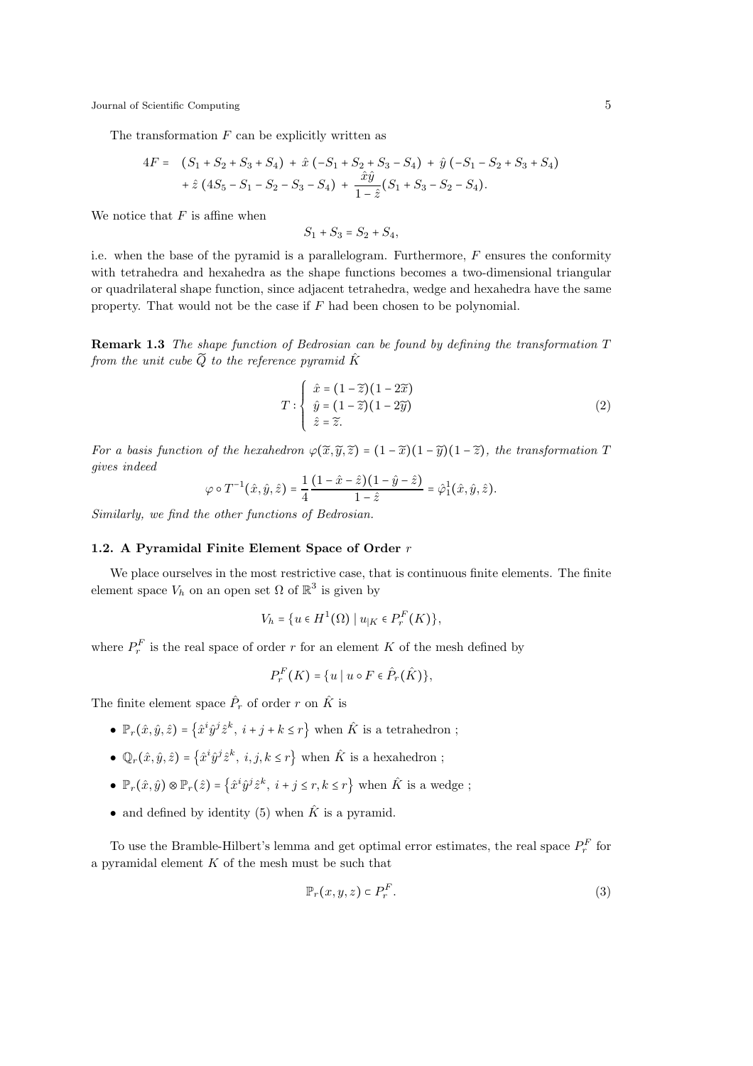The transformation $F$ can be explicitly written as

$$
\begin{aligned}
4F = \; & (S_1 + S_2 + S_3 + S_4) \; + \; \hat{x} \; (-S_1 + S_2 + S_3 - S_4) \; + \; \hat{y} \; (-S_1 - S_2 + S_3 + S_4) \\
& + \hat{z} \; (4S_5 - S_1 - S_2 - S_3 - S_4) \; + \; \frac{\hat{x}\hat{y}}{1 - \hat{z}}(S_1 + S_3 - S_2 - S_4).
\end{aligned}
$$

We notice that $F$ is affine when

$$S_1 + S_3 = S_2 + S_4,$$

i.e. when the base of the pyramid is a parallelogram. Furthermore, $F$ ensures the conformity with tetrahedra and hexahedra as the shape functions becomes a two-dimensional triangular or quadrilateral shape function, since adjacent tetrahedra, wedge and hexahedra have the same property. That would not be the case if $F$ had been chosen to be polynomial.

**Remark 1.3** *The shape function of Bedrosian can be found by defining the transformation $T$ from the unit cube $\widetilde{Q}$ to the reference pyramid $\hat{K}$*

$$
T : \begin{cases} \hat{x} = (1 - \widetilde{z})(1 - 2\widetilde{x}) \\ \hat{y} = (1 - \widetilde{z})(1 - 2\widetilde{y}) \\ \hat{z} = \widetilde{z}. \end{cases} \tag{2}
$$

*For a basis function of the hexahedron $\varphi(\widetilde{x}, \widetilde{y}, \widetilde{z}) = (1 - \widetilde{x})(1 - \widetilde{y})(1 - \widetilde{z})$, the transformation $T$ gives indeed*

$$\varphi \circ T^{-1}(\hat{x}, \hat{y}, \hat{z}) = \frac{1}{4} \frac{(1 - \hat{x} - \hat{z})(1 - \hat{y} - \hat{z})}{1 - \hat{z}} = \hat{\varphi}_1^1(\hat{x}, \hat{y}, \hat{z}).$$

*Similarly, we find the other functions of Bedrosian.*

### 1.2. A Pyramidal Finite Element Space of Order $r$

We place ourselves in the most restrictive case, that is continuous finite elements. The finite element space $V_h$ on an open set $\Omega$ of $\mathbb{R}^3$ is given by

$$V_h = \{ u \in H^1(\Omega) \mid u_{|K} \in P_r^F(K) \},$$

where $P_r^F$ is the real space of order $r$ for an element $K$ of the mesh defined by

$$P_r^F(K) = \{ u \mid u \circ F \in \hat{P}_r(\hat{K}) \},$$

The finite element space $\hat{P}_r$ of order $r$ on $\hat{K}$ is

- $\mathbb{P}_r(\hat{x}, \hat{y}, \hat{z}) = \left\{ \hat{x}^i \hat{y}^j \hat{z}^k, \; i + j + k \leq r \right\}$ when $\hat{K}$ is a tetrahedron ;
- $\mathbb{Q}_r(\hat{x}, \hat{y}, \hat{z}) = \left\{ \hat{x}^i \hat{y}^j \hat{z}^k, \; i, j, k \leq r \right\}$ when $\hat{K}$ is a hexahedron ;
- $\mathbb{P}_r(\hat{x}, \hat{y}) \otimes \mathbb{P}_r(\hat{z}) = \left\{ \hat{x}^i \hat{y}^j \hat{z}^k, \; i + j \leq r, k \leq r \right\}$ when $\hat{K}$ is a wedge ;
- and defined by identity (5) when $\hat{K}$ is a pyramid.

To use the Bramble-Hilbert's lemma and get optimal error estimates, the real space $P_r^F$ for a pyramidal element $K$ of the mesh must be such that

$$\mathbb{P}_r(x, y, z) \subset P_r^F. \tag{3}$$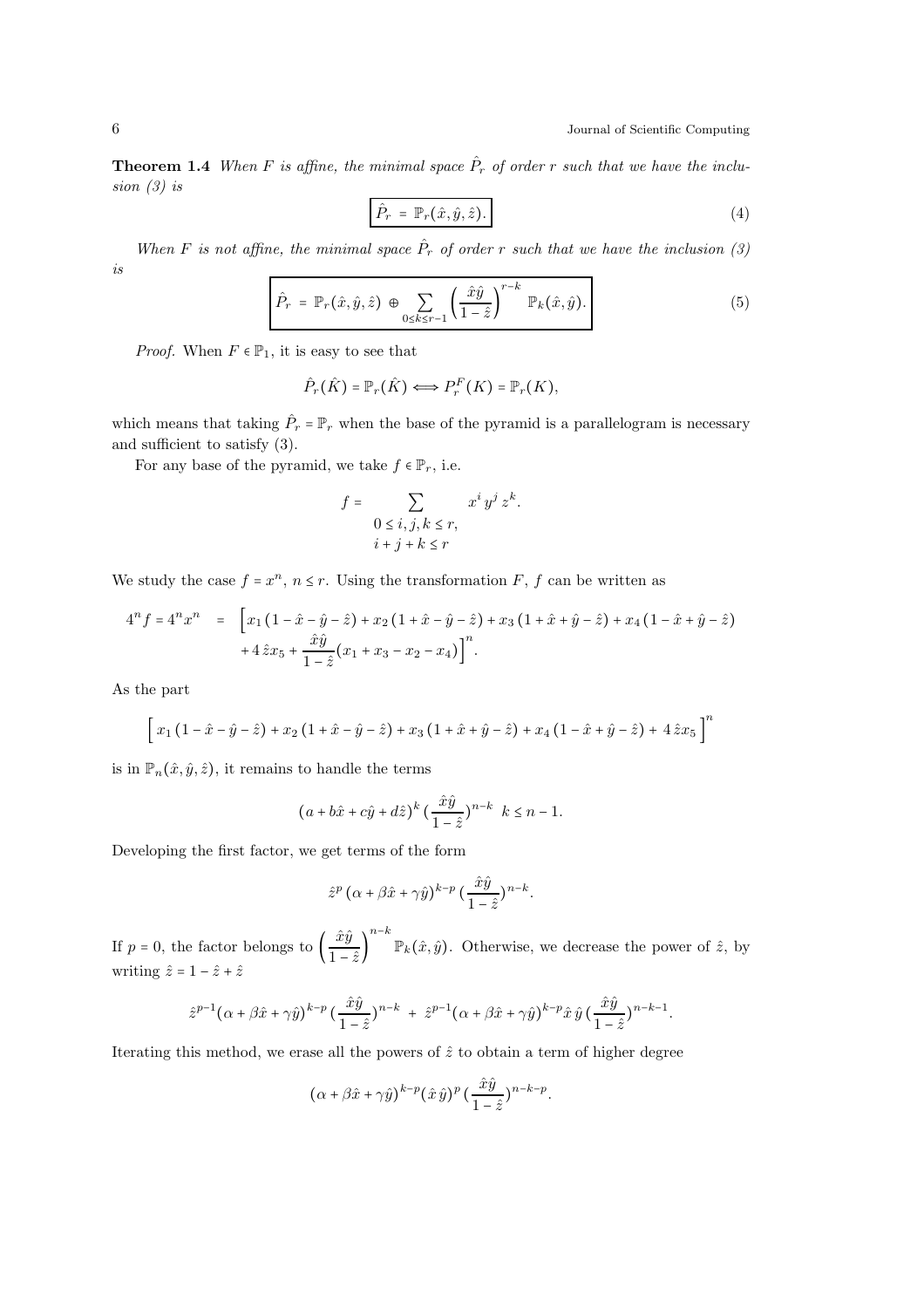**Theorem 1.4** *When $F$ is affine, the minimal space $\hat{P}_r$ of order $r$ such that we have the inclusion (3) is*

$$\boxed{\hat{P}_r = \mathbb{P}_r(\hat{x}, \hat{y}, \hat{z}).} \tag{4}$$

*When $F$ is not affine, the minimal space $\hat{P}_r$ of order $r$ such that we have the inclusion (3) is*

$$\boxed{\hat{P}_r = \mathbb{P}_r(\hat{x}, \hat{y}, \hat{z}) \oplus \sum_{0 \le k \le r-1} \left(\frac{\hat{x}\hat{y}}{1-\hat{z}}\right)^{r-k} \mathbb{P}_k(\hat{x}, \hat{y}).} \tag{5}$$

*Proof.* When $F \in \mathbb{P}_1$, it is easy to see that

$$\hat{P}_r(\hat{K}) = \mathbb{P}_r(\hat{K}) \Longleftrightarrow P_r^F(K) = \mathbb{P}_r(K),$$

which means that taking $\hat{P}_r = \mathbb{P}_r$ when the base of the pyramid is a parallelogram is necessary and sufficient to satisfy (3).

For any base of the pyramid, we take $f \in \mathbb{P}_r$, i.e.

$$f = \sum_{\substack{0 \le i, j, k \le r, \\ i+j+k \le r}} x^i \, y^j \, z^k.$$

We study the case $f = x^n$, $n \le r$. Using the transformation $F$, $f$ can be written as

$$\begin{aligned} 4^n f = 4^n x^n \;\; = \;\; \Big[ & x_1 \left(1 - \hat{x} - \hat{y} - \hat{z}\right) + x_2 \left(1 + \hat{x} - \hat{y} - \hat{z}\right) + x_3 \left(1 + \hat{x} + \hat{y} - \hat{z}\right) + x_4 \left(1 - \hat{x} + \hat{y} - \hat{z}\right) \\ & + 4\, \hat{z} x_5 + \frac{\hat{x}\hat{y}}{1-\hat{z}}(x_1 + x_3 - x_2 - x_4) \Big]^n. \end{aligned}$$

As the part

$$\Big[\, x_1 \left(1 - \hat{x} - \hat{y} - \hat{z}\right) + x_2 \left(1 + \hat{x} - \hat{y} - \hat{z}\right) + x_3 \left(1 + \hat{x} + \hat{y} - \hat{z}\right) + x_4 \left(1 - \hat{x} + \hat{y} - \hat{z}\right) + 4\, \hat{z} x_5 \,\Big]^n$$

is in $\mathbb{P}_n(\hat{x}, \hat{y}, \hat{z})$, it remains to handle the terms

$$(a + b\hat{x} + c\hat{y} + d\hat{z})^k \, (\frac{\hat{x}\hat{y}}{1-\hat{z}})^{n-k} \;\; k \le n-1.$$

Developing the first factor, we get terms of the form

$$\hat{z}^p \, (\alpha + \beta\hat{x} + \gamma\hat{y})^{k-p} \, (\frac{\hat{x}\hat{y}}{1-\hat{z}})^{n-k}.$$

If $p = 0$, the factor belongs to $\left(\dfrac{\hat{x}\hat{y}}{1-\hat{z}}\right)^{n-k} \mathbb{P}_k(\hat{x}, \hat{y})$. Otherwise, we decrease the power of $\hat{z}$, by writing $\hat{z} = 1 - \hat{z} + \hat{z}$

$$\hat{z}^{p-1}(\alpha + \beta\hat{x} + \gamma\hat{y})^{k-p} \, (\frac{\hat{x}\hat{y}}{1-\hat{z}})^{n-k} \; + \; \hat{z}^{p-1}(\alpha + \beta\hat{x} + \gamma\hat{y})^{k-p} \hat{x}\, \hat{y} \, (\frac{\hat{x}\hat{y}}{1-\hat{z}})^{n-k-1}.$$

Iterating this method, we erase all the powers of $\hat{z}$ to obtain a term of higher degree

$$(\alpha + \beta\hat{x} + \gamma\hat{y})^{k-p}(\hat{x}\, \hat{y})^p \, (\frac{\hat{x}\hat{y}}{1-\hat{z}})^{n-k-p}.$$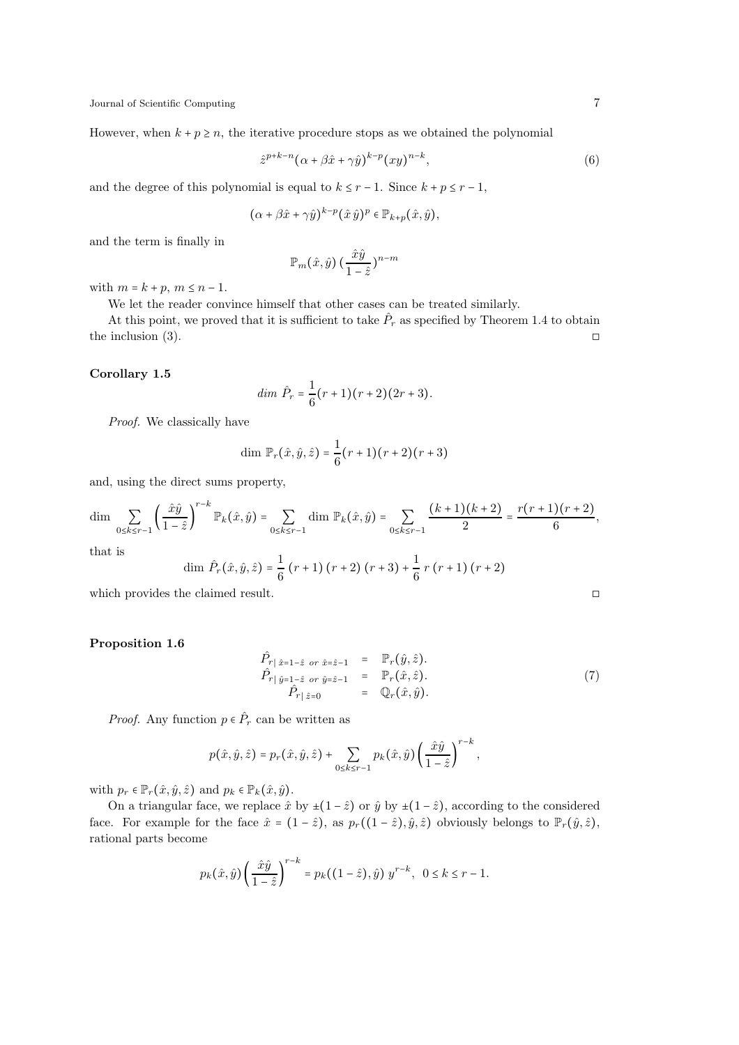However, when $k + p \geq n$, the iterative procedure stops as we obtained the polynomial

$$\hat{z}^{p+k-n}(\alpha + \beta\hat{x} + \gamma\hat{y})^{k-p}(xy)^{n-k}, \tag{6}$$

and the degree of this polynomial is equal to $k \leq r-1$. Since $k + p \leq r-1$,

$$(\alpha + \beta\hat{x} + \gamma\hat{y})^{k-p}(\hat{x}\,\hat{y})^{p} \in \mathbb{P}_{k+p}(\hat{x}, \hat{y}),$$

and the term is finally in

$$\mathbb{P}_m(\hat{x}, \hat{y})\,(\frac{\hat{x}\hat{y}}{1-\hat{z}})^{n-m}$$

with $m = k + p$, $m \leq n-1$.

We let the reader convince himself that other cases can be treated similarly.

At this point, we proved that it is sufficient to take $\hat{P}_r$ as specified by Theorem 1.4 to obtain the inclusion (3). □

**Corollary 1.5**

$$dim\ \hat{P}_r = \frac{1}{6}(r+1)(r+2)(2r+3).$$

*Proof.* We classically have

$$\dim\, \mathbb{P}_r(\hat{x}, \hat{y}, \hat{z}) = \frac{1}{6}(r+1)(r+2)(r+3)$$

and, using the direct sums property,

$$\dim \sum_{0\leq k\leq r-1}\left(\frac{\hat{x}\hat{y}}{1-\hat{z}}\right)^{r-k}\mathbb{P}_k(\hat{x},\hat{y}) = \sum_{0\leq k\leq r-1}\dim\, \mathbb{P}_k(\hat{x},\hat{y}) = \sum_{0\leq k\leq r-1}\frac{(k+1)(k+2)}{2} = \frac{r(r+1)(r+2)}{6},$$

that is

$$\dim\, \hat{P}_r(\hat{x}, \hat{y}, \hat{z}) = \frac{1}{6}\,(r+1)\,(r+2)\,(r+3) + \frac{1}{6}\,r\,(r+1)\,(r+2)$$

which provides the claimed result. □

**Proposition 1.6**

$$\begin{array}{rcl}
\hat{P}_{r|\ \hat{x}=1-\hat{z}\ \ or\ \ \hat{x}=\hat{z}-1} & = & \mathbb{P}_r(\hat{y}, \hat{z}). \\
\hat{P}_{r|\ \hat{y}=1-\hat{z}\ \ or\ \ \hat{y}=\hat{z}-1} & = & \mathbb{P}_r(\hat{x}, \hat{z}). \\
\hat{P}_{r|\ \hat{z}=0} & = & \mathbb{Q}_r(\hat{x}, \hat{y}).
\end{array} \tag{7}$$

*Proof.* Any function $p \in \hat{P}_r$ can be written as

$$p(\hat{x}, \hat{y}, \hat{z}) = p_r(\hat{x}, \hat{y}, \hat{z}) + \sum_{0\leq k\leq r-1} p_k(\hat{x}, \hat{y})\left(\frac{\hat{x}\hat{y}}{1-\hat{z}}\right)^{r-k},$$

with $p_r \in \mathbb{P}_r(\hat{x}, \hat{y}, \hat{z})$ and $p_k \in \mathbb{P}_k(\hat{x}, \hat{y})$.

On a triangular face, we replace $\hat{x}$ by $\pm(1-\hat{z})$ or $\hat{y}$ by $\pm(1-\hat{z})$, according to the considered face. For example for the face $\hat{x} = (1-\hat{z})$, as $p_r((1-\hat{z}), \hat{y}, \hat{z})$ obviously belongs to $\mathbb{P}_r(\hat{y}, \hat{z})$, rational parts become

$$p_k(\hat{x}, \hat{y})\left(\frac{\hat{x}\hat{y}}{1-\hat{z}}\right)^{r-k} = p_k((1-\hat{z}), \hat{y})\ y^{r-k},\ \ 0 \leq k \leq r-1.$$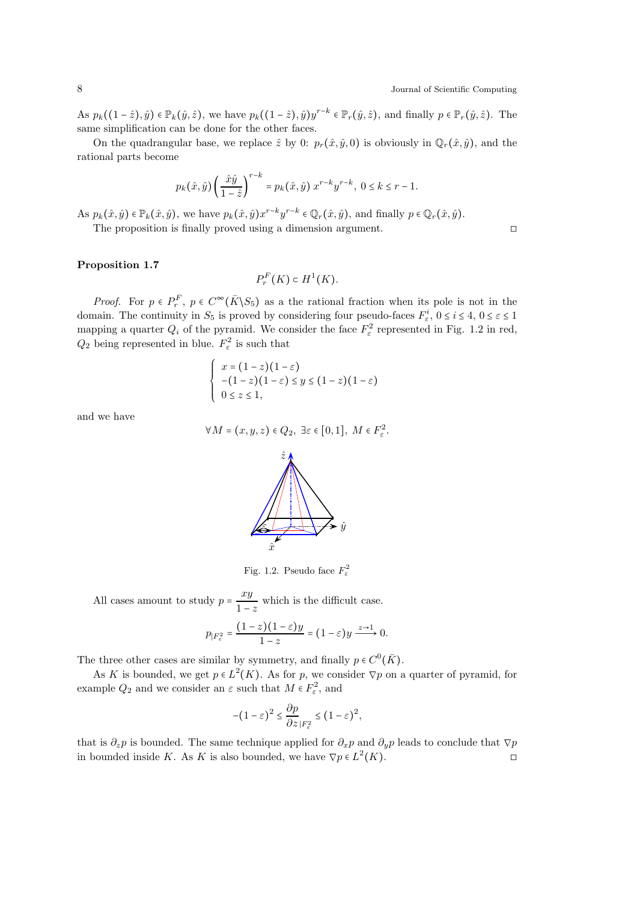As $p_k((1-\hat{z}),\hat{y}) \in \mathbb{P}_k(\hat{y},\hat{z})$, we have $p_k((1-\hat{z}),\hat{y})y^{r-k} \in \mathbb{P}_r(\hat{y},\hat{z})$, and finally $p \in \mathbb{P}_r(\hat{y},\hat{z})$. The same simplification can be done for the other faces.

On the quadrangular base, we replace $\hat{z}$ by 0: $p_r(\hat{x},\hat{y},0)$ is obviously in $\mathbb{Q}_r(\hat{x},\hat{y})$, and the rational parts become

$$p_k(\hat{x},\hat{y})\left(\frac{\hat{x}\hat{y}}{1-\hat{z}}\right)^{r-k} = p_k(\hat{x},\hat{y})\; x^{r-k}y^{r-k},\; 0 \le k \le r-1.$$

As $p_k(\hat{x},\hat{y}) \in \mathbb{P}_k(\hat{x},\hat{y})$, we have $p_k(\hat{x},\hat{y})x^{r-k}y^{r-k} \in \mathbb{Q}_r(\hat{x},\hat{y})$, and finally $p \in \mathbb{Q}_r(\hat{x},\hat{y})$.

The proposition is finally proved using a dimension argument. ◻

**Proposition 1.7**

$$P_r^F(K) \subset H^1(K).$$

*Proof.* For $p \in P_r^F$, $p \in C^\infty(\bar{K}\backslash S_5)$ as a the rational fraction when its pole is not in the domain. The continuity in $S_5$ is proved by considering four pseudo-faces $F_\varepsilon^i$, $0 \le i \le 4$, $0 \le \varepsilon \le 1$ mapping a quarter $Q_i$ of the pyramid. We consider the face $F_\varepsilon^2$ represented in Fig. 1.2 in red, $Q_2$ being represented in blue. $F_\varepsilon^2$ is such that

$$\left\{\begin{array}{l} x = (1-z)(1-\varepsilon) \\ -(1-z)(1-\varepsilon) \le y \le (1-z)(1-\varepsilon) \\ 0 \le z \le 1, \end{array}\right.$$

and we have

$$\forall M = (x,y,z) \in Q_2,\ \exists \varepsilon \in [0,1],\ M \in F_\varepsilon^2.$$

Fig. 1.2. Pseudo face $F_\varepsilon^2$

All cases amount to study $p = \dfrac{xy}{1-z}$ which is the difficult case.

$$p_{|F_\varepsilon^2} = \frac{(1-z)(1-\varepsilon)y}{1-z} = (1-\varepsilon)y \xrightarrow{z\to 1} 0.$$

The three other cases are similar by symmetry, and finally $p \in C^0(\bar{K})$.

As $K$ is bounded, we get $p \in L^2(K)$. As for $p$, we consider $\nabla p$ on a quarter of pyramid, for example $Q_2$ and we consider an $\varepsilon$ such that $M \in F_\varepsilon^2$, and

$$-(1-\varepsilon)^2 \le \frac{\partial p}{\partial z}_{|F_\varepsilon^2} \le (1-\varepsilon)^2,$$

that is $\partial_z p$ is bounded. The same technique applied for $\partial_x p$ and $\partial_y p$ leads to conclude that $\nabla p$ in bounded inside $K$. As $K$ is also bounded, we have $\nabla p \in L^2(K)$. ◻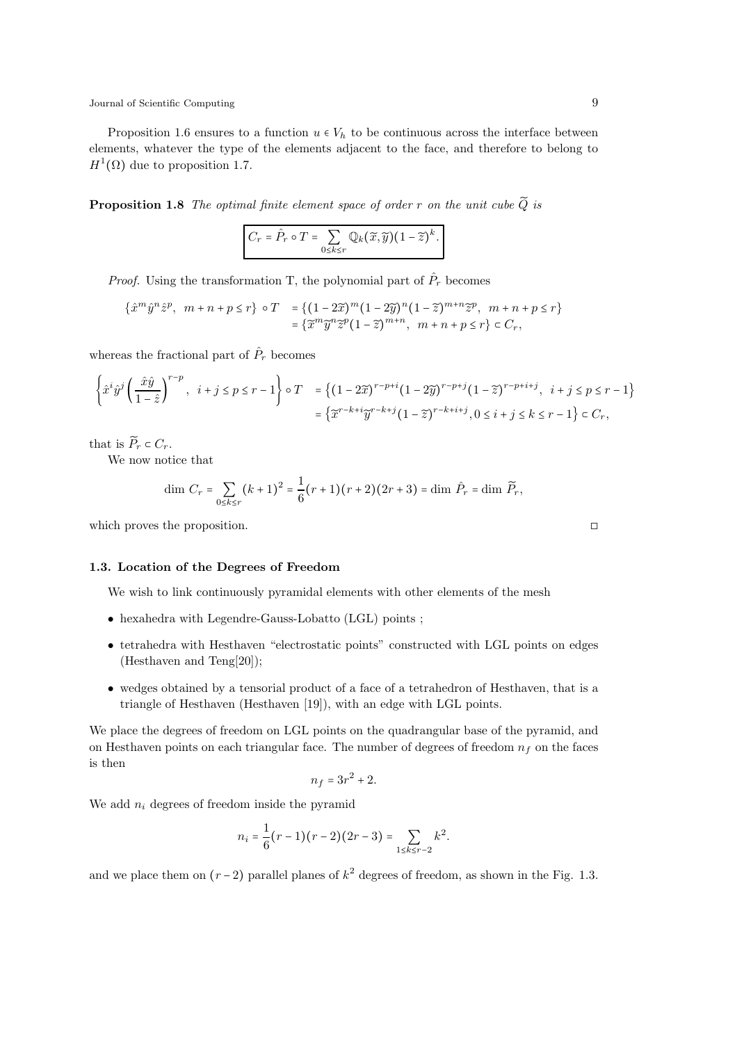Proposition 1.6 ensures to a function $u \in V_h$ to be continuous across the interface between elements, whatever the type of the elements adjacent to the face, and therefore to belong to $H^1(\Omega)$ due to proposition 1.7.

**Proposition 1.8** *The optimal finite element space of order r on the unit cube $\widetilde{Q}$ is*

$$\boxed{C_r = \hat{P}_r \circ T = \sum_{0 \le k \le r} \mathbb{Q}_k(\widetilde{x}, \widetilde{y})(1 - \widetilde{z})^k.}$$

*Proof.* Using the transformation T, the polynomial part of $\hat{P}_r$ becomes

$$\begin{aligned}
\{\hat{x}^m \hat{y}^n \hat{z}^p, \; m+n+p \le r\} \circ T \;\; &= \{(1-2\widetilde{x})^m (1-2\widetilde{y})^n (1-\widetilde{z})^{m+n} \widetilde{z}^p, \; m+n+p \le r\} \\
&= \{\widetilde{x}^m \widetilde{y}^n \widetilde{z}^p (1-\widetilde{z})^{m+n}, \; m+n+p \le r\} \subset C_r,
\end{aligned}$$

whereas the fractional part of $\hat{P}_r$ becomes

$$\begin{aligned}
\left\{ \hat{x}^i \hat{y}^j \left( \frac{\hat{x}\hat{y}}{1-\hat{z}} \right)^{r-p}, \; i+j \le p \le r-1 \right\} \circ T \;\; &= \left\{ (1-2\widetilde{x})^{r-p+i} (1-2\widetilde{y})^{r-p+j} (1-\widetilde{z})^{r-p+i+j}, \; i+j \le p \le r-1 \right\} \\
&= \left\{ \widetilde{x}^{r-k+i} \widetilde{y}^{r-k+j} (1-\widetilde{z})^{r-k+i+j}, 0 \le i+j \le k \le r-1 \right\} \subset C_r,
\end{aligned}$$

that is $\widetilde{P}_r \subset C_r$.

We now notice that

$$\dim \, C_r = \sum_{0 \le k \le r} (k+1)^2 = \frac{1}{6}(r+1)(r+2)(2r+3) = \dim \, \hat{P}_r = \dim \, \widetilde{P}_r,$$

which proves the proposition. □

### 1.3. Location of the Degrees of Freedom

We wish to link continuously pyramidal elements with other elements of the mesh

- hexahedra with Legendre-Gauss-Lobatto (LGL) points ;
- tetrahedra with Hesthaven "electrostatic points" constructed with LGL points on edges (Hesthaven and Teng[20]);
- wedges obtained by a tensorial product of a face of a tetrahedron of Hesthaven, that is a triangle of Hesthaven (Hesthaven [19]), with an edge with LGL points.

We place the degrees of freedom on LGL points on the quadrangular base of the pyramid, and on Hesthaven points on each triangular face. The number of degrees of freedom $n_f$ on the faces is then

$$n_f = 3r^2 + 2.$$

We add $n_i$ degrees of freedom inside the pyramid

$$n_i = \frac{1}{6}(r-1)(r-2)(2r-3) = \sum_{1 \le k \le r-2} k^2.$$

and we place them on $(r-2)$ parallel planes of $k^2$ degrees of freedom, as shown in the Fig. 1.3.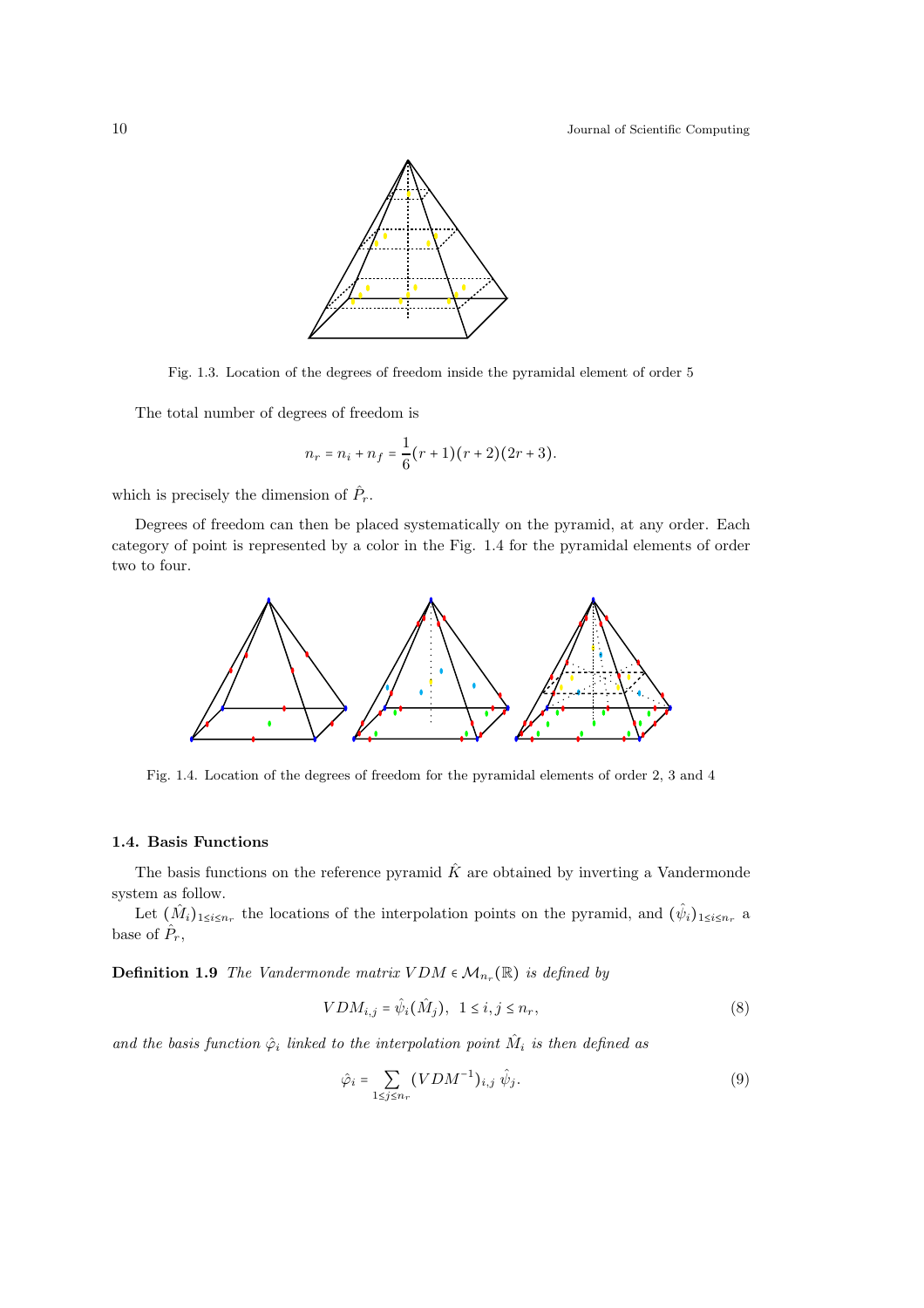Fig. 1.3. Location of the degrees of freedom inside the pyramidal element of order 5

The total number of degrees of freedom is

$$n_r = n_i + n_f = \frac{1}{6}(r+1)(r+2)(2r+3).$$

which is precisely the dimension of $\hat{P}_r$.

Degrees of freedom can then be placed systematically on the pyramid, at any order. Each category of point is represented by a color in the Fig. 1.4 for the pyramidal elements of order two to four.

Fig. 1.4. Location of the degrees of freedom for the pyramidal elements of order 2, 3 and 4

### 1.4. Basis Functions

The basis functions on the reference pyramid $\hat{K}$ are obtained by inverting a Vandermonde system as follow.

Let $(\hat{M}_i)_{1 \leq i \leq n_r}$ the locations of the interpolation points on the pyramid, and $(\hat{\psi}_i)_{1 \leq i \leq n_r}$ a base of $\hat{P}_r$,

**Definition 1.9** *The Vandermonde matrix $VDM \in \mathcal{M}_{n_r}(\mathbb{R})$ is defined by*

$$VDM_{i,j} = \hat{\psi}_i(\hat{M}_j), \quad 1 \leq i, j \leq n_r, \tag{8}$$

*and the basis function $\hat{\varphi}_i$ linked to the interpolation point $\hat{M}_i$ is then defined as*

$$\hat{\varphi}_i = \sum_{1 \leq j \leq n_r} (VDM^{-1})_{i,j} \, \hat{\psi}_j. \tag{9}$$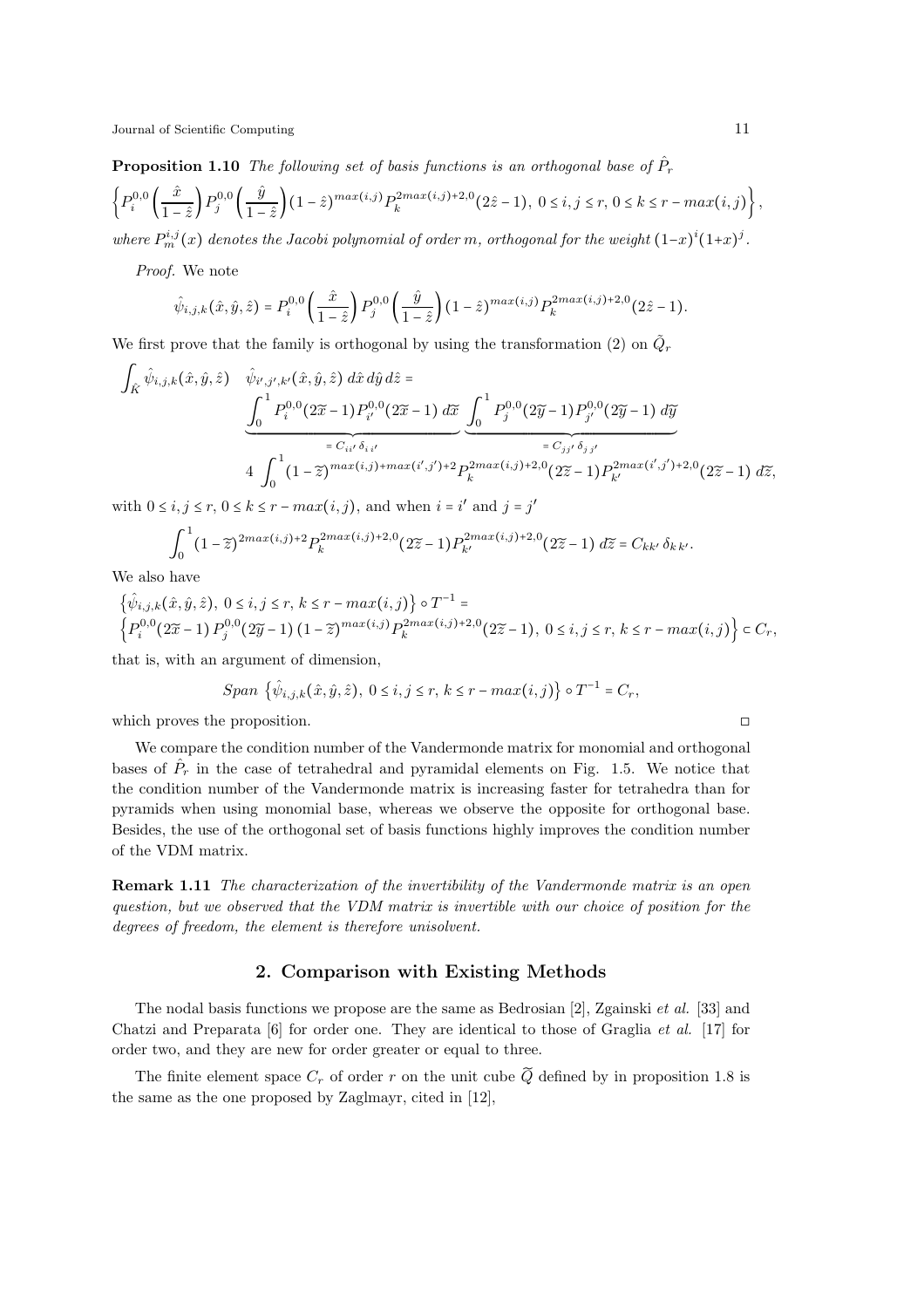**Proposition 1.10** *The following set of basis functions is an orthogonal base of* $\hat{P}_r$

$$\left\{ P_i^{0,0}\left(\frac{\hat{x}}{1-\hat{z}}\right) P_j^{0,0}\left(\frac{\hat{y}}{1-\hat{z}}\right)(1-\hat{z})^{max(i,j)} P_k^{2max(i,j)+2,0}(2\hat{z}-1),\ 0 \le i,j \le r,\ 0 \le k \le r - max(i,j) \right\},$$

*where* $P_m^{i,j}(x)$ *denotes the Jacobi polynomial of order* $m$*, orthogonal for the weight* $(1-x)^i(1+x)^j$.

*Proof.* We note

$$\hat{\psi}_{i,j,k}(\hat{x},\hat{y},\hat{z}) = P_i^{0,0}\left(\frac{\hat{x}}{1-\hat{z}}\right) P_j^{0,0}\left(\frac{\hat{y}}{1-\hat{z}}\right)(1-\hat{z})^{max(i,j)} P_k^{2max(i,j)+2,0}(2\hat{z}-1).$$

We first prove that the family is orthogonal by using the transformation (2) on $\tilde{Q}_r$

$$\int_{\hat{K}} \hat{\psi}_{i,j,k}(\hat{x},\hat{y},\hat{z}) \quad \hat{\psi}_{i',j',k'}(\hat{x},\hat{y},\hat{z})\, d\hat{x}\, d\hat{y}\, d\hat{z} = \underbrace{\int_0^1 P_i^{0,0}(2\tilde{x}-1)P_{i'}^{0,0}(2\tilde{x}-1)\, d\tilde{x}}_{= C_{ii'}\,\delta_{i\,i'}} \underbrace{\int_0^1 P_j^{0,0}(2\tilde{y}-1)P_{j'}^{0,0}(2\tilde{y}-1)\, d\tilde{y}}_{= C_{jj'}\,\delta_{j\,j'}}$$
$$4 \int_0^1 (1-\tilde{z})^{max(i,j)+max(i',j')+2} P_k^{2max(i,j)+2,0}(2\tilde{z}-1) P_{k'}^{2max(i',j')+2,0}(2\tilde{z}-1)\, d\tilde{z},$$

with $0 \le i,j \le r$, $0 \le k \le r - max(i,j)$, and when $i = i'$ and $j = j'$

$$\int_0^1 (1-\tilde{z})^{2max(i,j)+2} P_k^{2max(i,j)+2,0}(2\tilde{z}-1) P_{k'}^{2max(i,j)+2,0}(2\tilde{z}-1)\, d\tilde{z} = C_{kk'}\,\delta_{k\,k'}.$$

We also have

$$\left\{\hat{\psi}_{i,j,k}(\hat{x},\hat{y},\hat{z}),\ 0 \le i,j \le r,\ k \le r - max(i,j)\right\} \circ T^{-1} =$$
$$\left\{ P_i^{0,0}(2\tilde{x}-1)\, P_j^{0,0}(2\tilde{y}-1)\,(1-\tilde{z})^{max(i,j)} P_k^{2max(i,j)+2,0}(2\tilde{z}-1),\ 0 \le i,j \le r,\ k \le r - max(i,j) \right\} \subset C_r,$$

that is, with an argument of dimension,

$$Span\ \left\{\hat{\psi}_{i,j,k}(\hat{x},\hat{y},\hat{z}),\ 0 \le i,j \le r,\ k \le r - max(i,j)\right\} \circ T^{-1} = C_r,$$

which proves the proposition. □

We compare the condition number of the Vandermonde matrix for monomial and orthogonal bases of $\hat{P}_r$ in the case of tetrahedral and pyramidal elements on Fig. 1.5. We notice that the condition number of the Vandermonde matrix is increasing faster for tetrahedra than for pyramids when using monomial base, whereas we observe the opposite for orthogonal base. Besides, the use of the orthogonal set of basis functions highly improves the condition number of the VDM matrix.

**Remark 1.11** *The characterization of the invertibility of the Vandermonde matrix is an open question, but we observed that the VDM matrix is invertible with our choice of position for the degrees of freedom, the element is therefore unisolvent.*

## 2. Comparison with Existing Methods

The nodal basis functions we propose are the same as Bedrosian [2], Zgainski *et al.* [33] and Chatzi and Preparata [6] for order one. They are identical to those of Graglia *et al.* [17] for order two, and they are new for order greater or equal to three.

The finite element space $C_r$ of order $r$ on the unit cube $\widetilde{Q}$ defined by in proposition 1.8 is the same as the one proposed by Zaglmayr, cited in [12],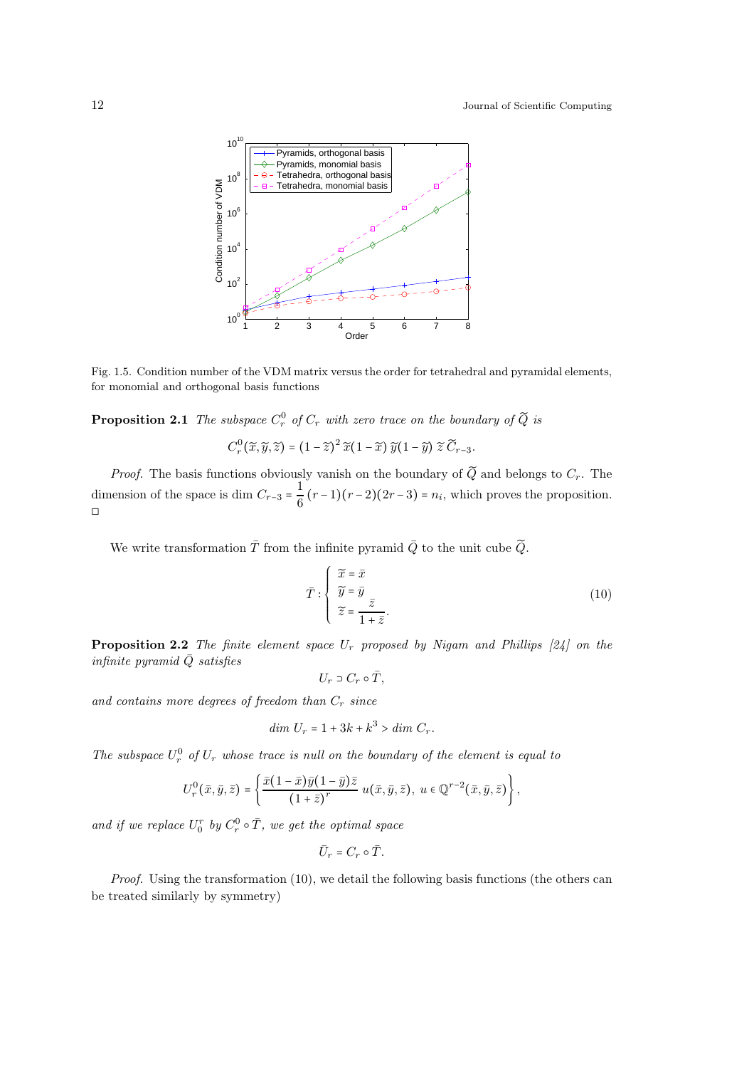Fig. 1.5. Condition number of the VDM matrix versus the order for tetrahedral and pyramidal elements, for monomial and orthogonal basis functions

**Proposition 2.1** *The subspace $C_r^0$ of $C_r$ with zero trace on the boundary of $\widetilde{Q}$ is*

$$C_r^0(\widetilde{x}, \widetilde{y}, \widetilde{z}) = (1-\widetilde{z})^2 \, \widetilde{x}(1-\widetilde{x}) \, \widetilde{y}(1-\widetilde{y}) \, \widetilde{z} \, \widetilde{C}_{r-3}.$$

*Proof.* The basis functions obviously vanish on the boundary of $\widetilde{Q}$ and belongs to $C_r$. The dimension of the space is dim $C_{r-3} = \dfrac{1}{6}(r-1)(r-2)(2r-3) = n_i$, which proves the proposition. □

We write transformation $\bar{T}$ from the infinite pyramid $\bar{Q}$ to the unit cube $\widetilde{Q}$.

$$\bar{T} : \begin{cases} \widetilde{x} = \bar{x} \\ \widetilde{y} = \bar{y} \\ \widetilde{z} = \dfrac{\bar{z}}{1+\bar{z}}. \end{cases} \tag{10}$$

**Proposition 2.2** *The finite element space $U_r$ proposed by Nigam and Phillips [24] on the infinite pyramid $\bar{Q}$ satisfies*

$$U_r \supset C_r \circ \bar{T},$$

*and contains more degrees of freedom than $C_r$ since*

$$\textit{dim } U_r = 1 + 3k + k^3 > \textit{dim } C_r.$$

*The subspace $U_r^0$ of $U_r$ whose trace is null on the boundary of the element is equal to*

$$U_r^0(\bar{x}, \bar{y}, \bar{z}) = \left\{ \frac{\bar{x}(1-\bar{x})\bar{y}(1-\bar{y})\bar{z}}{(1+\bar{z})^r} \, u(\bar{x}, \bar{y}, \bar{z}), \; u \in \mathbb{Q}^{r-2}(\bar{x}, \bar{y}, \bar{z}) \right\},$$

*and if we replace $U_0^r$ by $C_r^0 \circ \bar{T}$, we get the optimal space*

$$\bar{U}_r = C_r \circ \bar{T}.$$

*Proof.* Using the transformation (10), we detail the following basis functions (the others can be treated similarly by symmetry)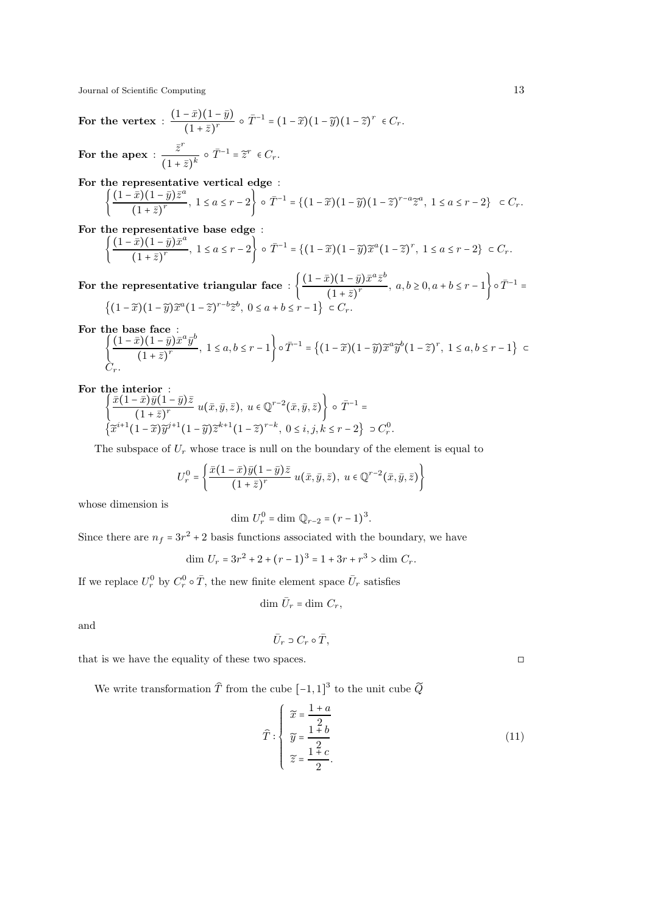**For the vertex** : $\dfrac{(1-\bar{x})(1-\bar{y})}{(1+\bar{z})^r} \circ \bar{T}^{-1} = (1-\widetilde{x})(1-\widetilde{y})(1-\widetilde{z})^r \in C_r.$

**For the apex** : $\dfrac{\bar{z}^r}{(1+\bar{z})^k} \circ \bar{T}^{-1} = \widetilde{z}^r \in C_r.$

**For the representative vertical edge** :
$$\left\{\frac{(1-\bar{x})(1-\bar{y})\bar{z}^a}{(1+\bar{z})^r},\ 1 \le a \le r-2\right\} \circ \bar{T}^{-1} = \left\{(1-\widetilde{x})(1-\widetilde{y})(1-\widetilde{z})^{r-a}\widetilde{z}^a,\ 1 \le a \le r-2\right\} \subset C_r.$$

**For the representative base edge** :
$$\left\{\frac{(1-\bar{x})(1-\bar{y})\bar{x}^a}{(1+\bar{z})^r},\ 1 \le a \le r-2\right\} \circ \bar{T}^{-1} = \left\{(1-\widetilde{x})(1-\widetilde{y})\widetilde{x}^a(1-\widetilde{z})^r,\ 1 \le a \le r-2\right\} \subset C_r.$$

**For the representative triangular face** : $\left\{\dfrac{(1-\bar{x})(1-\bar{y})\bar{x}^a\bar{z}^b}{(1+\bar{z})^r},\ a,b \ge 0, a+b \le r-1\right\} \circ \bar{T}^{-1} =$
$\left\{(1-\widetilde{x})(1-\widetilde{y})\widetilde{x}^a(1-\widetilde{z})^{r-b}\widetilde{z}^b,\ 0 \le a+b \le r-1\right\} \subset C_r.$

**For the base face** :
$\left\{\dfrac{(1-\bar{x})(1-\bar{y})\bar{x}^a\bar{y}^b}{(1+\bar{z})^r},\ 1 \le a,b \le r-1\right\} \circ \bar{T}^{-1} = \left\{(1-\widetilde{x})(1-\widetilde{y})\widetilde{x}^a\widetilde{y}^b(1-\widetilde{z})^r,\ 1 \le a,b \le r-1\right\} \subset C_r.$

**For the interior** :
$\left\{\dfrac{\bar{x}(1-\bar{x})\bar{y}(1-\bar{y})\bar{z}}{(1+\bar{z})^r}\ u(\bar{x},\bar{y},\bar{z}),\ u \in \mathbb{Q}^{r-2}(\bar{x},\bar{y},\bar{z})\right\} \circ \bar{T}^{-1} =$
$\left\{\widetilde{x}^{i+1}(1-\widetilde{x})\widetilde{y}^{j+1}(1-\widetilde{y})\widetilde{z}^{k+1}(1-\widetilde{z})^{r-k},\ 0 \le i,j,k \le r-2\right\} \supset C_r^0.$

The subspace of $U_r$ whose trace is null on the boundary of the element is equal to

$$U_r^0 = \left\{\frac{\bar{x}(1-\bar{x})\bar{y}(1-\bar{y})\bar{z}}{(1+\bar{z})^r}\ u(\bar{x},\bar{y},\bar{z}),\ u \in \mathbb{Q}^{r-2}(\bar{x},\bar{y},\bar{z})\right\}$$

whose dimension is

$$\dim\ U_r^0 = \dim\ \mathbb{Q}_{r-2} = (r-1)^3.$$

Since there are $n_f = 3r^2+2$ basis functions associated with the boundary, we have

$$\dim\ U_r = 3r^2 + 2 + (r-1)^3 = 1 + 3r + r^3 > \dim\ C_r.$$

If we replace $U_r^0$ by $C_r^0 \circ \bar{T}$, the new finite element space $\bar{U}_r$ satisfies

$$\dim\ \bar{U}_r = \dim\ C_r,$$

and

$$\bar{U}_r \supset C_r \circ \bar{T},$$

that is we have the equality of these two spaces. □

We write transformation $\widehat{T}$ from the cube $[-1,1]^3$ to the unit cube $\widetilde{Q}$

$$\widehat{T} : \begin{cases} \widetilde{x} = \dfrac{1+a}{2} \\ \widetilde{y} = \dfrac{1+b}{2} \\ \widetilde{z} = \dfrac{1+c}{2}. \end{cases} \tag{11}$$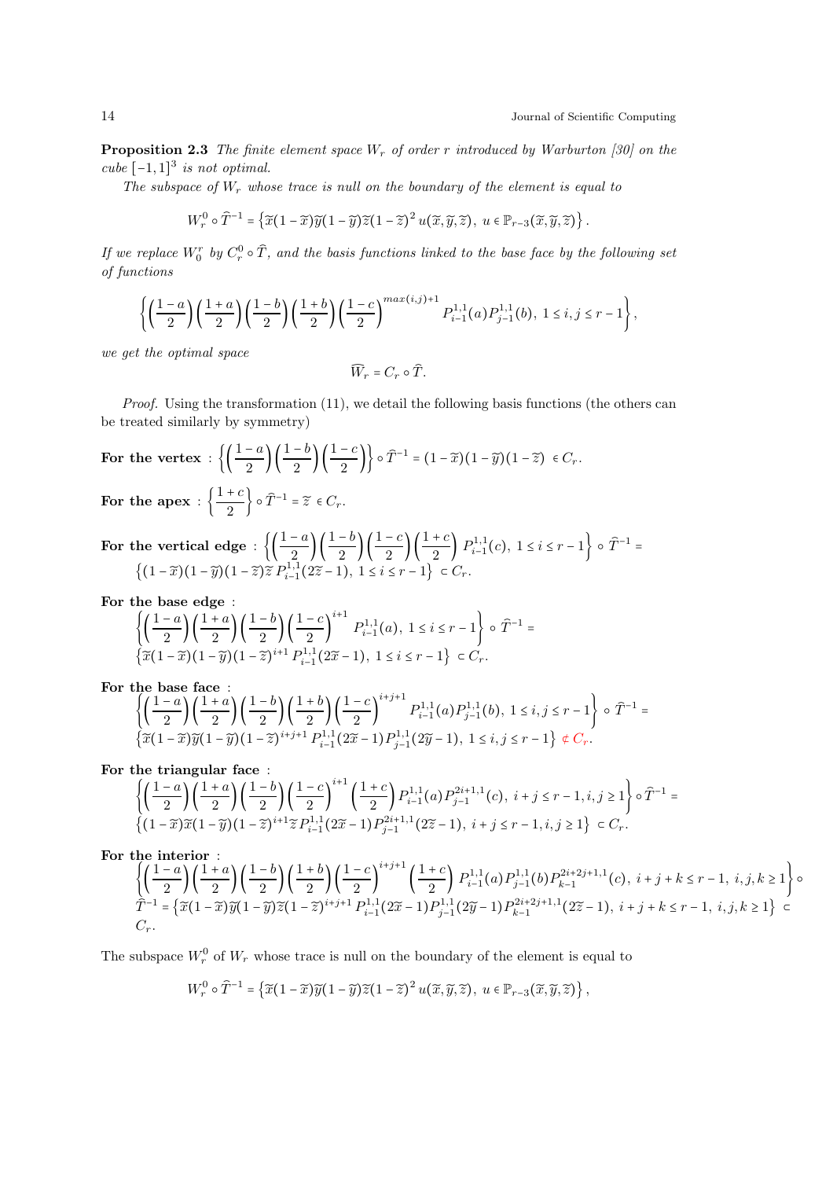**Proposition 2.3** *The finite element space $W_r$ of order $r$ introduced by Warburton [30] on the cube $[-1,1]^3$ is not optimal.*

*The subspace of $W_r$ whose trace is null on the boundary of the element is equal to*

$$W_r^0 \circ \widehat{T}^{-1} = \left\{ \widetilde{x}(1-\widetilde{x})\widetilde{y}(1-\widetilde{y})\widetilde{z}(1-\widetilde{z})^2 \, u(\widetilde{x},\widetilde{y},\widetilde{z}), \; u \in \mathbb{P}_{r-3}(\widetilde{x},\widetilde{y},\widetilde{z}) \right\}.$$

*If we replace $W_0^r$ by $C_r^0 \circ \widehat{T}$, and the basis functions linked to the base face by the following set of functions*

$$\left\{ \left(\frac{1-a}{2}\right)\left(\frac{1+a}{2}\right)\left(\frac{1-b}{2}\right)\left(\frac{1+b}{2}\right)\left(\frac{1-c}{2}\right)^{max(i,j)+1} P_{i-1}^{1,1}(a) P_{j-1}^{1,1}(b), \; 1 \le i,j \le r-1 \right\},$$

*we get the optimal space*

$$\widehat{W}_r = C_r \circ \widehat{T}.$$

*Proof.* Using the transformation (11), we detail the following basis functions (the others can be treated similarly by symmetry)

**For the vertex** : $\left\{ \left(\frac{1-a}{2}\right)\left(\frac{1-b}{2}\right)\left(\frac{1-c}{2}\right) \right\} \circ \widehat{T}^{-1} = (1-\widetilde{x})(1-\widetilde{y})(1-\widetilde{z}) \in C_r.$

**For the apex** : $\left\{ \frac{1+c}{2} \right\} \circ \widehat{T}^{-1} = \widetilde{z} \in C_r.$

**For the vertical edge** : $\left\{ \left(\frac{1-a}{2}\right)\left(\frac{1-b}{2}\right)\left(\frac{1-c}{2}\right)\left(\frac{1+c}{2}\right) P_{i-1}^{1,1}(c), \; 1 \le i \le r-1 \right\} \circ \widehat{T}^{-1} =$
$\left\{ (1-\widetilde{x})(1-\widetilde{y})(1-\widetilde{z})\widetilde{z} \, P_{i-1}^{1,1}(2\widetilde{z}-1), \; 1 \le i \le r-1 \right\} \subset C_r.$

**For the base edge** :
$\left\{ \left(\frac{1-a}{2}\right)\left(\frac{1+a}{2}\right)\left(\frac{1-b}{2}\right)\left(\frac{1-c}{2}\right)^{i+1} P_{i-1}^{1,1}(a), \; 1 \le i \le r-1 \right\} \circ \widehat{T}^{-1} =$
$\left\{ \widetilde{x}(1-\widetilde{x})(1-\widetilde{y})(1-\widetilde{z})^{i+1} P_{i-1}^{1,1}(2\widetilde{x}-1), \; 1 \le i \le r-1 \right\} \subset C_r.$

**For the base face** :
$\left\{ \left(\frac{1-a}{2}\right)\left(\frac{1+a}{2}\right)\left(\frac{1-b}{2}\right)\left(\frac{1+b}{2}\right)\left(\frac{1-c}{2}\right)^{i+j+1} P_{i-1}^{1,1}(a) P_{j-1}^{1,1}(b), \; 1 \le i,j \le r-1 \right\} \circ \widehat{T}^{-1} =$
$\left\{ \widetilde{x}(1-\widetilde{x})\widetilde{y}(1-\widetilde{y})(1-\widetilde{z})^{i+j+1} P_{i-1}^{1,1}(2\widetilde{x}-1) P_{j-1}^{1,1}(2\widetilde{y}-1), \; 1 \le i,j \le r-1 \right\} \not\subset C_r.$

**For the triangular face** :
$\left\{ \left(\frac{1-a}{2}\right)\left(\frac{1+a}{2}\right)\left(\frac{1-b}{2}\right)\left(\frac{1-c}{2}\right)^{i+1}\left(\frac{1+c}{2}\right) P_{i-1}^{1,1}(a) P_{j-1}^{2i+1,1}(c), \; i+j \le r-1, i,j \ge 1 \right\} \circ \widehat{T}^{-1} =$
$\left\{ (1-\widetilde{x})\widetilde{x}(1-\widetilde{y})(1-\widetilde{z})^{i+1}\widetilde{z} P_{i-1}^{1,1}(2\widetilde{x}-1) P_{j-1}^{2i+1,1}(2\widetilde{z}-1), \; i+j \le r-1, i,j \ge 1 \right\} \subset C_r.$

**For the interior** :
$\left\{ \left(\frac{1-a}{2}\right)\left(\frac{1+a}{2}\right)\left(\frac{1-b}{2}\right)\left(\frac{1+b}{2}\right)\left(\frac{1-c}{2}\right)^{i+j+1}\left(\frac{1+c}{2}\right) P_{i-1}^{1,1}(a) P_{j-1}^{1,1}(b) P_{k-1}^{2i+2j+1,1}(c), \; i+j+k \le r-1, \; i,j,k \ge 1 \right\} \circ$
$\widehat{T}^{-1} = \left\{ \widetilde{x}(1-\widetilde{x})\widetilde{y}(1-\widetilde{y})\widetilde{z}(1-\widetilde{z})^{i+j+1} P_{i-1}^{1,1}(2\widetilde{x}-1) P_{j-1}^{1,1}(2\widetilde{y}-1) P_{k-1}^{2i+2j+1,1}(2\widetilde{z}-1), \; i+j+k \le r-1, \; i,j,k \ge 1 \right\} \subset C_r.$

The subspace $W_r^0$ of $W_r$ whose trace is null on the boundary of the element is equal to

$$W_r^0 \circ \widehat{T}^{-1} = \left\{ \widetilde{x}(1-\widetilde{x})\widetilde{y}(1-\widetilde{y})\widetilde{z}(1-\widetilde{z})^2 \, u(\widetilde{x},\widetilde{y},\widetilde{z}), \; u \in \mathbb{P}_{r-3}(\widetilde{x},\widetilde{y},\widetilde{z}) \right\},$$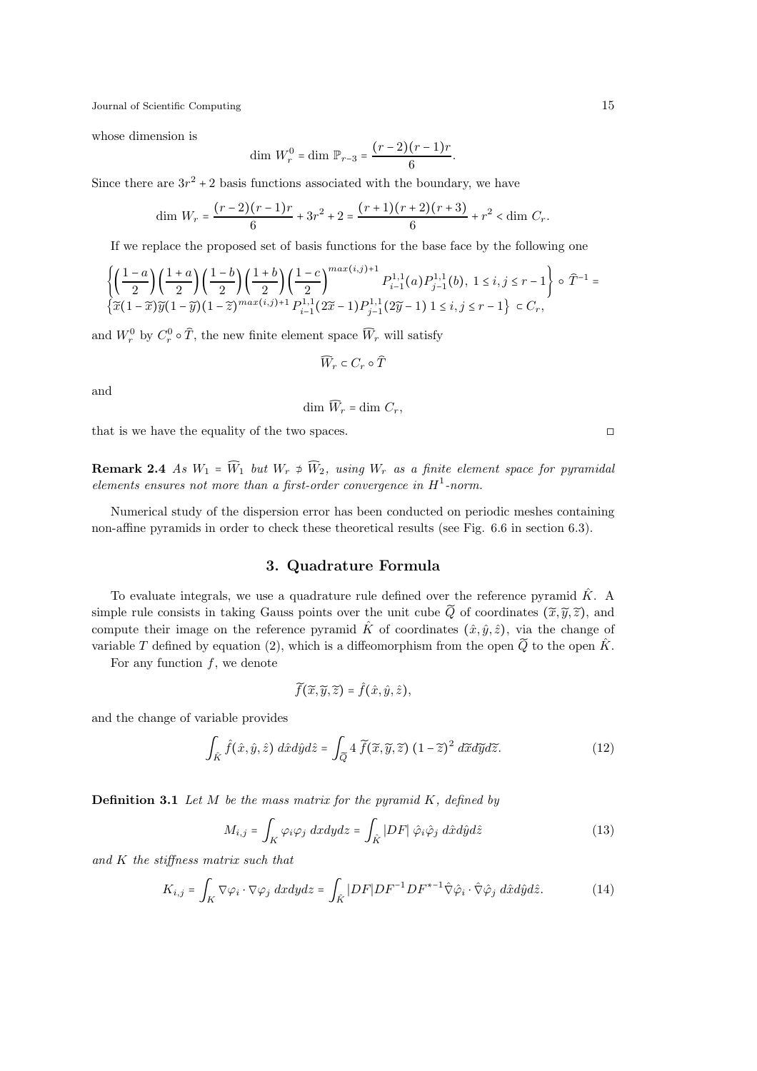whose dimension is

$$\dim\, W_r^0 = \dim\, \mathbb{P}_{r-3} = \frac{(r-2)(r-1)r}{6}.$$

Since there are $3r^2 + 2$ basis functions associated with the boundary, we have

$$\dim\, W_r = \frac{(r-2)(r-1)r}{6} + 3r^2 + 2 = \frac{(r+1)(r+2)(r+3)}{6} + r^2 < \dim\, C_r.$$

If we replace the proposed set of basis functions for the base face by the following one

$$\left\{ \left(\frac{1-a}{2}\right)\left(\frac{1+a}{2}\right)\left(\frac{1-b}{2}\right)\left(\frac{1+b}{2}\right)\left(\frac{1-c}{2}\right)^{max(i,j)+1} P_{i-1}^{1,1}(a) P_{j-1}^{1,1}(b),\ 1 \le i, j \le r-1 \right\} \circ \widehat{T}^{-1} =$$
$$\left\{ \widetilde{x}(1-\widetilde{x})\widetilde{y}(1-\widetilde{y})(1-\widetilde{z})^{max(i,j)+1} P_{i-1}^{1,1}(2\widetilde{x}-1) P_{j-1}^{1,1}(2\widetilde{y}-1)\ 1 \le i, j \le r-1 \right\} \subset C_r,$$

and $W_r^0$ by $C_r^0 \circ \widehat{T}$, the new finite element space $\widehat{W}_r$ will satisfy

$$\widehat{W}_r \subset C_r \circ \widehat{T}$$

and

$$\dim\, \widehat{W}_r = \dim\, C_r,$$

that is we have the equality of the two spaces. □

**Remark 2.4** *As $W_1 = \widehat{W}_1$ but $W_r \not\supset \widehat{W}_2$, using $W_r$ as a finite element space for pyramidal elements ensures not more than a first-order convergence in $H^1$-norm.*

Numerical study of the dispersion error has been conducted on periodic meshes containing non-affine pyramids in order to check these theoretical results (see Fig. 6.6 in section 6.3).

## 3. Quadrature Formula

To evaluate integrals, we use a quadrature rule defined over the reference pyramid $\hat{K}$. A simple rule consists in taking Gauss points over the unit cube $\widetilde{Q}$ of coordinates $(\widetilde{x}, \widetilde{y}, \widetilde{z})$, and compute their image on the reference pyramid $\hat{K}$ of coordinates $(\hat{x}, \hat{y}, \hat{z})$, via the change of variable $T$ defined by equation (2), which is a diffeomorphism from the open $\widetilde{Q}$ to the open $\hat{K}$.

For any function $f$, we denote

$$\widetilde{f}(\widetilde{x}, \widetilde{y}, \widetilde{z}) = \hat{f}(\hat{x}, \hat{y}, \hat{z}),$$

and the change of variable provides

$$\int_{\hat{K}} \hat{f}(\hat{x}, \hat{y}, \hat{z})\ d\hat{x} d\hat{y} d\hat{z} = \int_{\widetilde{Q}} 4\, \widetilde{f}(\widetilde{x}, \widetilde{y}, \widetilde{z})\ (1-\widetilde{z})^2\ d\widetilde{x} d\widetilde{y} d\widetilde{z}. \tag{12}$$

**Definition 3.1** *Let $M$ be the mass matrix for the pyramid $K$, defined by*

$$M_{i,j} = \int_K \varphi_i \varphi_j\ dx dy dz = \int_{\hat{K}} |DF|\ \hat{\varphi}_i \hat{\varphi}_j\ d\hat{x} d\hat{y} d\hat{z} \tag{13}$$

*and $K$ the stiffness matrix such that*

$$K_{i,j} = \int_K \nabla \varphi_i \cdot \nabla \varphi_j\ dx dy dz = \int_{\hat{K}} |DF| DF^{-1} DF^{*-1} \hat{\nabla} \hat{\varphi}_i \cdot \hat{\nabla} \hat{\varphi}_j\ d\hat{x} d\hat{y} d\hat{z}. \tag{14}$$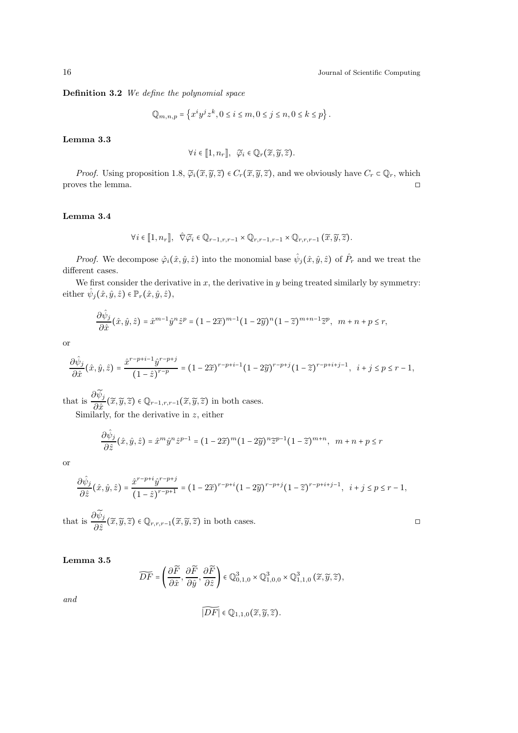**Definition 3.2** *We define the polynomial space*

$$\mathbb{Q}_{m,n,p} = \left\{ x^i y^j z^k, 0 \le i \le m, 0 \le j \le n, 0 \le k \le p \right\}.$$

**Lemma 3.3**

$$\forall i \in [\![1, n_r]\!], \;\; \widetilde{\varphi}_i \in \mathbb{Q}_r(\widetilde{x}, \widetilde{y}, \widetilde{z}).$$

*Proof.* Using proposition 1.8, $\widetilde{\varphi}_i(\widetilde{x}, \widetilde{y}, \widetilde{z}) \in C_r(\widetilde{x}, \widetilde{y}, \widetilde{z})$, and we obviously have $C_r \subset \mathbb{Q}_r$, which proves the lemma. □

**Lemma 3.4**

$$\forall i \in [\![1, n_r]\!], \;\; \hat{\nabla}\widetilde{\varphi}_i \in \mathbb{Q}_{r-1,r,r-1} \times \mathbb{Q}_{r,r-1,r-1} \times \mathbb{Q}_{r,r,r-1} \left(\widetilde{x}, \widetilde{y}, \widetilde{z}\right).$$

*Proof.* We decompose $\hat{\varphi}_i(\hat{x}, \hat{y}, \hat{z})$ into the monomial base $\hat{\psi}_j(\hat{x}, \hat{y}, \hat{z})$ of $\hat{P}_r$ and we treat the different cases.

We first consider the derivative in $x$, the derivative in $y$ being treated similarly by symmetry: either $\hat{\psi}_j(\hat{x}, \hat{y}, \hat{z}) \in \mathbb{P}_r(\hat{x}, \hat{y}, \hat{z})$,

$$\frac{\partial \hat{\psi}_j}{\partial \hat{x}}(\hat{x}, \hat{y}, \hat{z}) = \hat{x}^{m-1}\hat{y}^n\hat{z}^p = (1-2\widetilde{x})^{m-1}(1-2\widetilde{y})^n(1-\widetilde{z})^{m+n-1}\widetilde{z}^p, \;\; m+n+p \le r,$$

or

$$\frac{\partial \hat{\psi}_j}{\partial \hat{x}}(\hat{x}, \hat{y}, \hat{z}) = \frac{\hat{x}^{r-p+i-1}\hat{y}^{r-p+j}}{(1-\hat{z})^{r-p}} = (1-2\widetilde{x})^{r-p+i-1}(1-2\widetilde{y})^{r-p+j}(1-\widetilde{z})^{r-p+i+j-1}, \;\; i+j \le p \le r-1,$$

that is $\dfrac{\partial \widetilde{\psi}_j}{\partial \hat{x}}(\widetilde{x}, \widetilde{y}, \widetilde{z}) \in \mathbb{Q}_{r-1,r,r-1}(\widetilde{x}, \widetilde{y}, \widetilde{z})$ in both cases.

Similarly, for the derivative in $z$, either

$$\frac{\partial \hat{\psi}_j}{\partial \hat{z}}(\hat{x}, \hat{y}, \hat{z}) = \hat{x}^m\hat{y}^n\hat{z}^{p-1} = (1-2\widetilde{x})^m(1-2\widetilde{y})^n\widetilde{z}^{p-1}(1-\widetilde{z})^{m+n}, \;\; m+n+p \le r$$

or

$$\frac{\partial \hat{\psi}_j}{\partial \hat{z}}(\hat{x}, \hat{y}, \hat{z}) = \frac{\hat{x}^{r-p+i}\hat{y}^{r-p+j}}{(1-\hat{z})^{r-p+1}} = (1-2\widetilde{x})^{r-p+i}(1-2\widetilde{y})^{r-p+j}(1-\widetilde{z})^{r-p+i+j-1}, \;\; i+j \le p \le r-1,$$

that is $\dfrac{\partial \widetilde{\psi}_j}{\partial \hat{z}}(\widetilde{x}, \widetilde{y}, \widetilde{z}) \in \mathbb{Q}_{r,r,r-1}(\widetilde{x}, \widetilde{y}, \widetilde{z})$ in both cases. □

**Lemma 3.5**

$$\widetilde{DF} = \left(\frac{\partial \widetilde{F}}{\partial \hat{x}}, \frac{\partial \widetilde{F}}{\partial \hat{y}}, \frac{\partial \widetilde{F}}{\partial \hat{z}}\right) \in \mathbb{Q}_{0,1,0}^3 \times \mathbb{Q}_{1,0,0}^3 \times \mathbb{Q}_{1,1,0}^3 \left(\widetilde{x}, \widetilde{y}, \widetilde{z}\right),$$

*and*

$$\widetilde{|DF|} \in \mathbb{Q}_{1,1,0}(\widetilde{x}, \widetilde{y}, \widetilde{z}).$$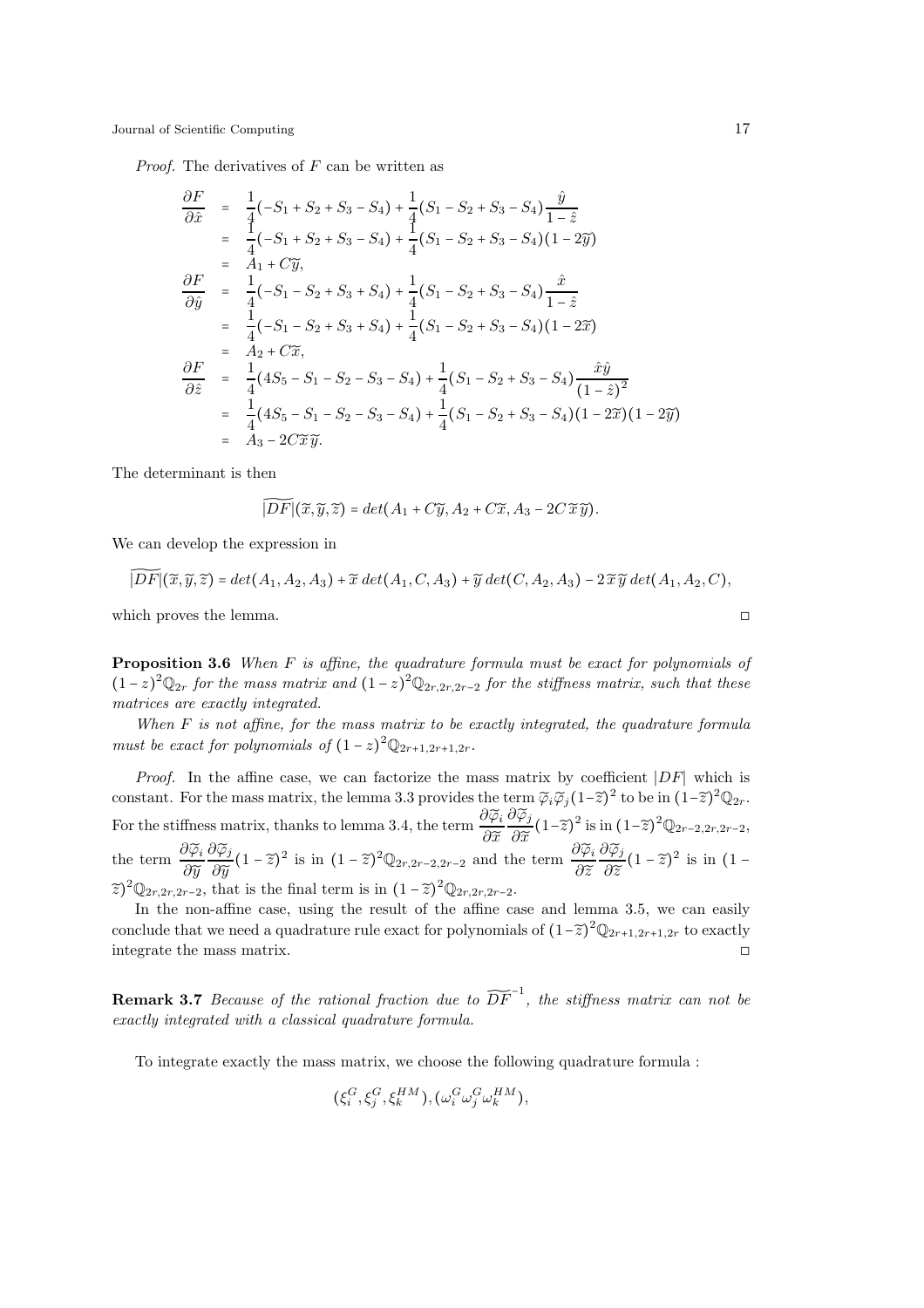*Proof.* The derivatives of $F$ can be written as

$$
\begin{aligned}
\frac{\partial F}{\partial \hat{x}} &= \frac{1}{4}(-S_1 + S_2 + S_3 - S_4) + \frac{1}{4}(S_1 - S_2 + S_3 - S_4)\frac{\hat{y}}{1-\hat{z}} \\
&= \frac{1}{4}(-S_1 + S_2 + S_3 - S_4) + \frac{1}{4}(S_1 - S_2 + S_3 - S_4)(1 - 2\widetilde{y}) \\
&= A_1 + C\widetilde{y}, \\
\frac{\partial F}{\partial \hat{y}} &= \frac{1}{4}(-S_1 - S_2 + S_3 + S_4) + \frac{1}{4}(S_1 - S_2 + S_3 - S_4)\frac{\hat{x}}{1-\hat{z}} \\
&= \frac{1}{4}(-S_1 - S_2 + S_3 + S_4) + \frac{1}{4}(S_1 - S_2 + S_3 - S_4)(1 - 2\widetilde{x}) \\
&= A_2 + C\widetilde{x}, \\
\frac{\partial F}{\partial \hat{z}} &= \frac{1}{4}(4S_5 - S_1 - S_2 - S_3 - S_4) + \frac{1}{4}(S_1 - S_2 + S_3 - S_4)\frac{\hat{x}\hat{y}}{(1-\hat{z})^2} \\
&= \frac{1}{4}(4S_5 - S_1 - S_2 - S_3 - S_4) + \frac{1}{4}(S_1 - S_2 + S_3 - S_4)(1 - 2\widetilde{x})(1 - 2\widetilde{y}) \\
&= A_3 - 2C\widetilde{x}\widetilde{y}.
\end{aligned}
$$

The determinant is then

$$
\widetilde{|DF|}(\widetilde{x},\widetilde{y},\widetilde{z}) = det(A_1 + C\widetilde{y}, A_2 + C\widetilde{x}, A_3 - 2C\,\widetilde{x}\,\widetilde{y}).
$$

We can develop the expression in

$$
\widetilde{|DF|}(\widetilde{x},\widetilde{y},\widetilde{z}) = det(A_1, A_2, A_3) + \widetilde{x}\,det(A_1, C, A_3) + \widetilde{y}\,det(C, A_2, A_3) - 2\,\widetilde{x}\,\widetilde{y}\,det(A_1, A_2, C),
$$

which proves the lemma. □

**Proposition 3.6** *When $F$ is affine, the quadrature formula must be exact for polynomials of $(1-z)^2\mathbb{Q}_{2r}$ for the mass matrix and $(1-z)^2\mathbb{Q}_{2r,2r,2r-2}$ for the stiffness matrix, such that these matrices are exactly integrated.*

*When $F$ is not affine, for the mass matrix to be exactly integrated, the quadrature formula must be exact for polynomials of $(1-z)^2\mathbb{Q}_{2r+1,2r+1,2r}$.*

*Proof.* In the affine case, we can factorize the mass matrix by coefficient $|DF|$ which is constant. For the mass matrix, the lemma 3.3 provides the term $\widetilde{\varphi}_i\widetilde{\varphi}_j(1-\widetilde{z})^2$ to be in $(1-\widetilde{z})^2\mathbb{Q}_{2r}$. For the stiffness matrix, thanks to lemma 3.4, the term $\dfrac{\partial\widetilde{\varphi}_i}{\partial\widetilde{x}}\dfrac{\partial\widetilde{\varphi}_j}{\partial\widetilde{x}}(1-\widetilde{z})^2$ is in $(1-\widetilde{z})^2\mathbb{Q}_{2r-2,2r,2r-2}$, the term $\dfrac{\partial\widetilde{\varphi}_i}{\partial\widetilde{y}}\dfrac{\partial\widetilde{\varphi}_j}{\partial\widetilde{y}}(1-\widetilde{z})^2$ is in $(1-\widetilde{z})^2\mathbb{Q}_{2r,2r-2,2r-2}$ and the term $\dfrac{\partial\widetilde{\varphi}_i}{\partial\widetilde{z}}\dfrac{\partial\widetilde{\varphi}_j}{\partial\widetilde{z}}(1-\widetilde{z})^2$ is in $(1-\widetilde{z})^2\mathbb{Q}_{2r,2r,2r-2}$, that is the final term is in $(1-\widetilde{z})^2\mathbb{Q}_{2r,2r,2r-2}$.

In the non-affine case, using the result of the affine case and lemma 3.5, we can easily conclude that we need a quadrature rule exact for polynomials of $(1-\widetilde{z})^2\mathbb{Q}_{2r+1,2r+1,2r}$ to exactly integrate the mass matrix. □

**Remark 3.7** *Because of the rational fraction due to $\widetilde{DF}^{-1}$, the stiffness matrix can not be exactly integrated with a classical quadrature formula.*

To integrate exactly the mass matrix, we choose the following quadrature formula :

$$
(\xi_i^G, \xi_j^G, \xi_k^{HM}), (\omega_i^G\omega_j^G\omega_k^{HM}),
$$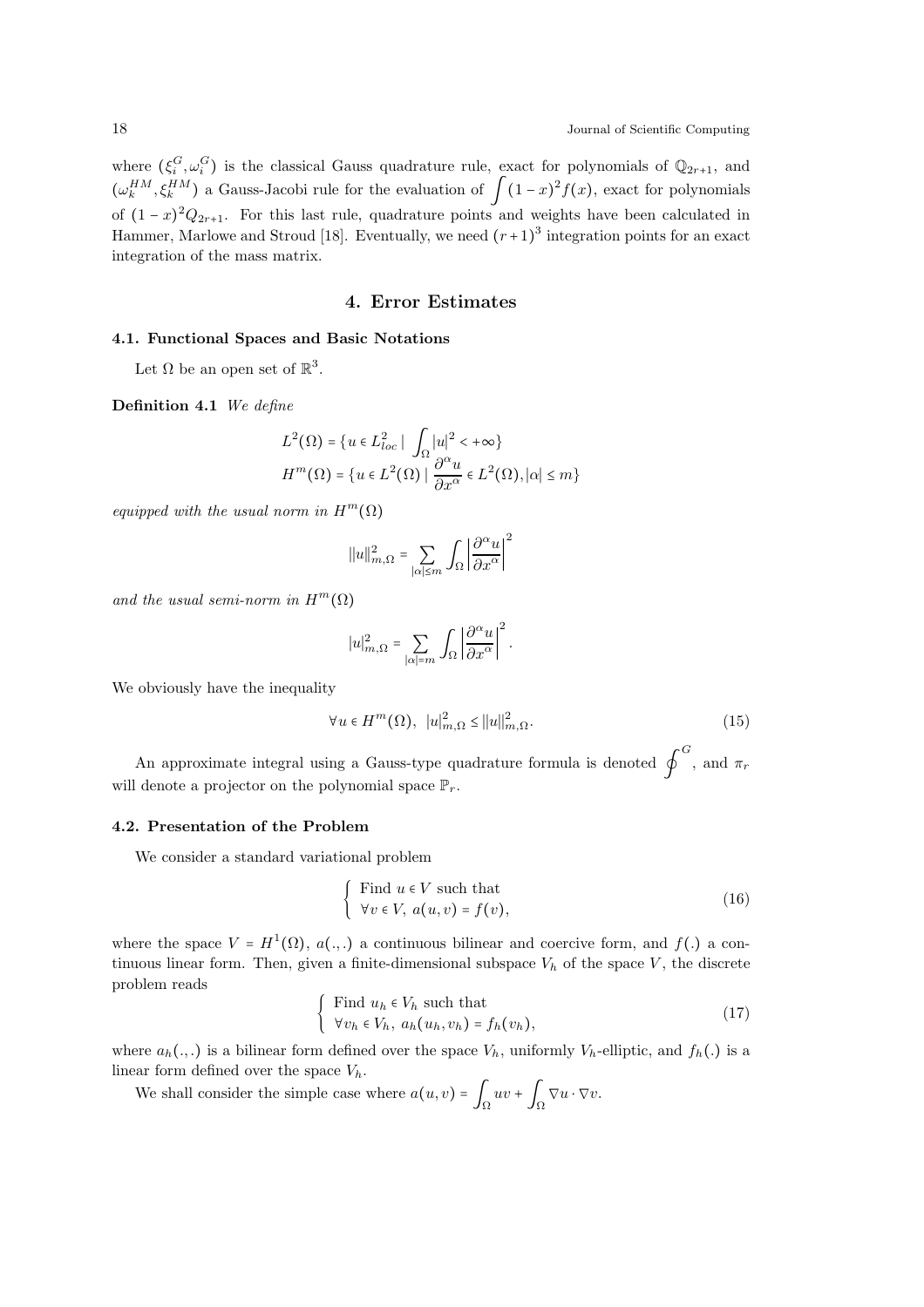where $(\xi_i^G, \omega_i^G)$ is the classical Gauss quadrature rule, exact for polynomials of $\mathbb{Q}_{2r+1}$, and $(\omega_k^{HM}, \xi_k^{HM})$ a Gauss-Jacobi rule for the evaluation of $\int (1-x)^2 f(x)$, exact for polynomials of $(1-x)^2 Q_{2r+1}$. For this last rule, quadrature points and weights have been calculated in Hammer, Marlowe and Stroud [18]. Eventually, we need $(r+1)^3$ integration points for an exact integration of the mass matrix.

## 4. Error Estimates

### 4.1. Functional Spaces and Basic Notations

Let $\Omega$ be an open set of $\mathbb{R}^3$.

**Definition 4.1** *We define*

$$L^2(\Omega) = \{u \in L^2_{loc} \mid \int_\Omega |u|^2 < +\infty\}$$
$$H^m(\Omega) = \{u \in L^2(\Omega) \mid \frac{\partial^\alpha u}{\partial x^\alpha} \in L^2(\Omega), |\alpha| \le m\}$$

*equipped with the usual norm in* $H^m(\Omega)$

$$\|u\|^2_{m,\Omega} = \sum_{|\alpha| \le m} \int_\Omega \left| \frac{\partial^\alpha u}{\partial x^\alpha} \right|^2$$

*and the usual semi-norm in* $H^m(\Omega)$

$$|u|^2_{m,\Omega} = \sum_{|\alpha| = m} \int_\Omega \left| \frac{\partial^\alpha u}{\partial x^\alpha} \right|^2.$$

We obviously have the inequality

$$\forall u \in H^m(\Omega), \;\; |u|^2_{m,\Omega} \le \|u\|^2_{m,\Omega}. \tag{15}$$

An approximate integral using a Gauss-type quadrature formula is denoted $\oint^G$, and $\pi_r$ will denote a projector on the polynomial space $\mathbb{P}_r$.

### 4.2. Presentation of the Problem

We consider a standard variational problem

$$\left\{ \begin{array}{l} \text{Find } u \in V \text{ such that} \\ \forall v \in V, \; a(u,v) = f(v), \end{array} \right. \tag{16}$$

where the space $V = H^1(\Omega)$, $a(.,.)$ a continuous bilinear and coercive form, and $f(.)$ a continuous linear form. Then, given a finite-dimensional subspace $V_h$ of the space $V$, the discrete problem reads

$$\left\{ \begin{array}{l} \text{Find } u_h \in V_h \text{ such that} \\ \forall v_h \in V_h, \; a_h(u_h, v_h) = f_h(v_h), \end{array} \right. \tag{17}$$

where $a_h(.,.)$ is a bilinear form defined over the space $V_h$, uniformly $V_h$-elliptic, and $f_h(.)$ is a linear form defined over the space $V_h$.

We shall consider the simple case where $a(u,v) = \int_\Omega uv + \int_\Omega \nabla u \cdot \nabla v$.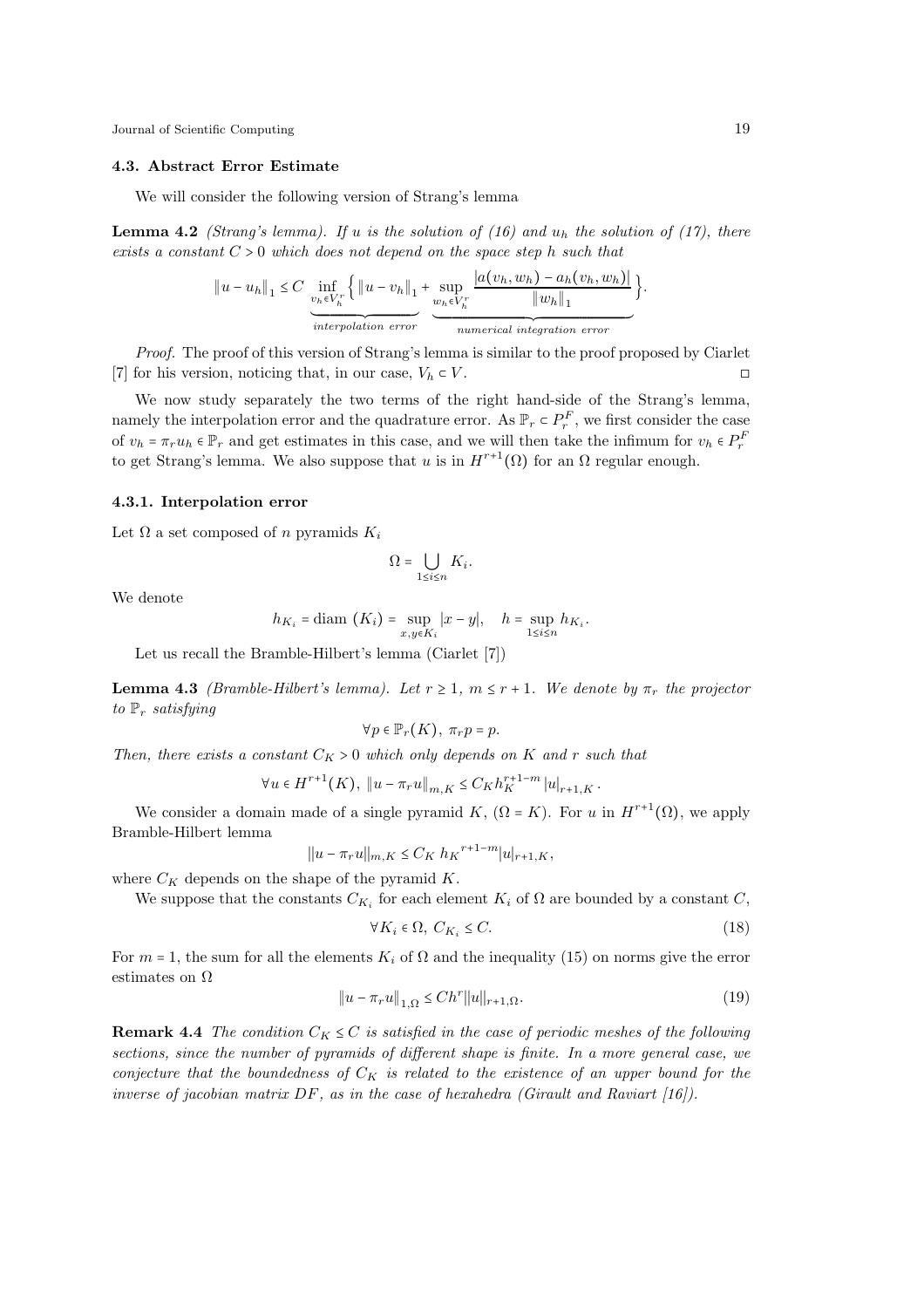### 4.3. Abstract Error Estimate

We will consider the following version of Strang's lemma

**Lemma 4.2** *(Strang's lemma). If $u$ is the solution of (16) and $u_h$ the solution of (17), there exists a constant $C > 0$ which does not depend on the space step $h$ such that*

$$\|u - u_h\|_1 \leq C \underbrace{\inf_{v_h \in V_h^r} \Big\{ \|u - v_h\|_1}_{interpolation\ error} + \underbrace{\sup_{w_h \in V_h^r} \frac{|a(v_h, w_h) - a_h(v_h, w_h)|}{\|w_h\|_1} \Big\}}_{numerical\ integration\ error}.$$

*Proof.* The proof of this version of Strang's lemma is similar to the proof proposed by Ciarlet [7] for his version, noticing that, in our case, $V_h \subset V$. □

We now study separately the two terms of the right hand-side of the Strang's lemma, namely the interpolation error and the quadrature error. As $\mathbb{P}_r \subset P_r^F$, we first consider the case of $v_h = \pi_r u_h \in \mathbb{P}_r$ and get estimates in this case, and we will then take the infimum for $v_h \in P_r^F$ to get Strang's lemma. We also suppose that $u$ is in $H^{r+1}(\Omega)$ for an $\Omega$ regular enough.

#### 4.3.1. Interpolation error

Let $\Omega$ a set composed of $n$ pyramids $K_i$

$$\Omega = \bigcup_{1 \leq i \leq n} K_i.$$

We denote

$$h_{K_i} = \text{diam}\ (K_i) = \sup_{x,y \in K_i} |x - y|, \quad h = \sup_{1 \leq i \leq n} h_{K_i}.$$

Let us recall the Bramble-Hilbert's lemma (Ciarlet [7])

**Lemma 4.3** *(Bramble-Hilbert's lemma). Let $r \geq 1$, $m \leq r + 1$. We denote by $\pi_r$ the projector to $\mathbb{P}_r$ satisfying*

$$\forall p \in \mathbb{P}_r(K),\ \pi_r p = p.$$

*Then, there exists a constant $C_K > 0$ which only depends on $K$ and $r$ such that*

$$\forall u \in H^{r+1}(K),\ \|u - \pi_r u\|_{m,K} \leq C_K h_K^{r+1-m} |u|_{r+1,K}.$$

We consider a domain made of a single pyramid $K$, ($\Omega = K$). For $u$ in $H^{r+1}(\Omega)$, we apply Bramble-Hilbert lemma

$$||u - \pi_r u||_{m,K} \leq C_K\ {h_K}^{r+1-m} |u|_{r+1,K},$$

where $C_K$ depends on the shape of the pyramid $K$.

We suppose that the constants $C_{K_i}$ for each element $K_i$ of $\Omega$ are bounded by a constant $C$,

$$\forall K_i \in \Omega,\ C_{K_i} \leq C. \tag{18}$$

For $m = 1$, the sum for all the elements $K_i$ of $\Omega$ and the inequality (15) on norms give the error estimates on $\Omega$

$$\|u - \pi_r u\|_{1,\Omega} \leq C h^r ||u||_{r+1,\Omega}. \tag{19}$$

**Remark 4.4** *The condition $C_K \leq C$ is satisfied in the case of periodic meshes of the following sections, since the number of pyramids of different shape is finite. In a more general case, we conjecture that the boundedness of $C_K$ is related to the existence of an upper bound for the inverse of jacobian matrix $DF$, as in the case of hexahedra (Girault and Raviart [16]).*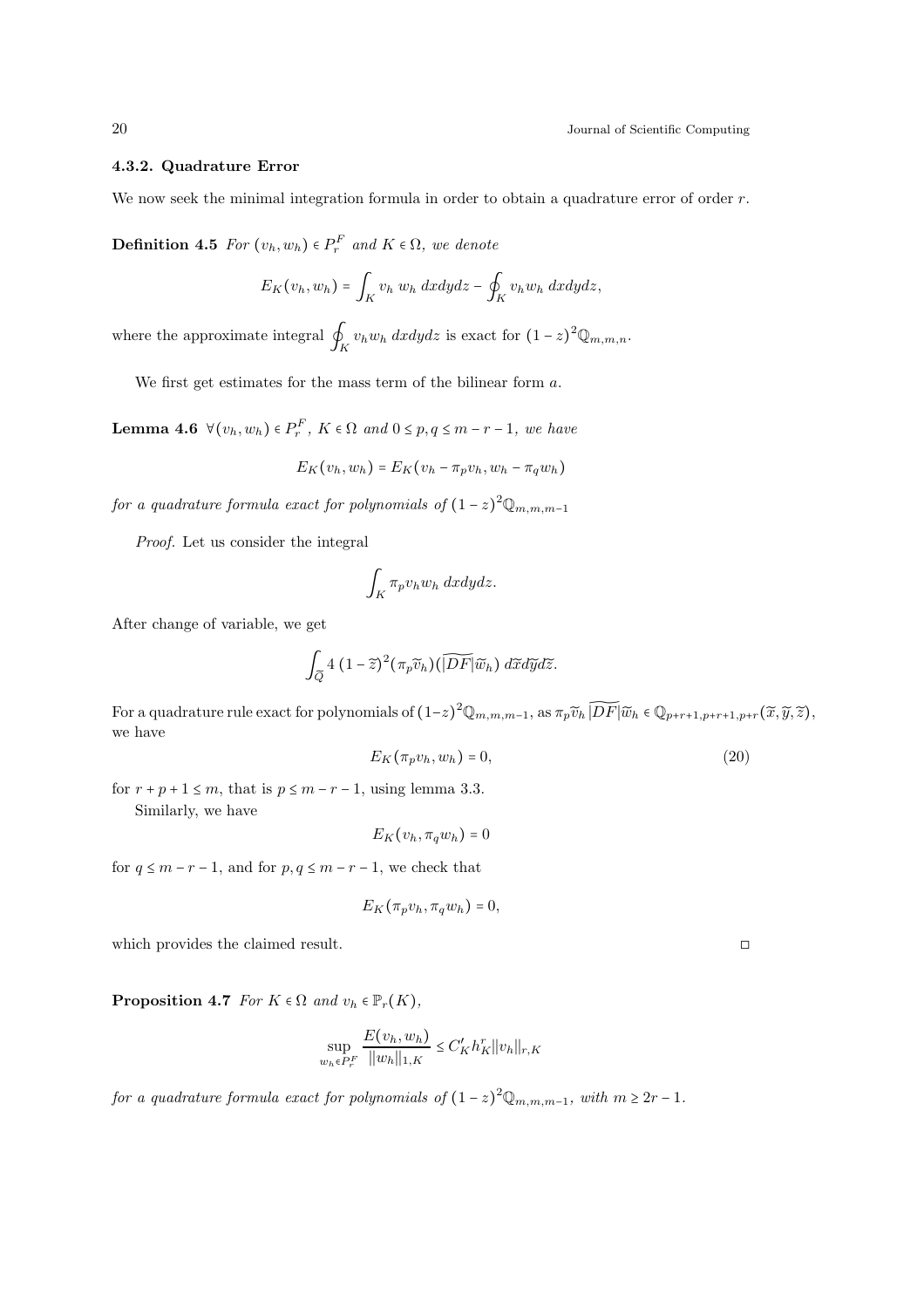#### 4.3.2. Quadrature Error

We now seek the minimal integration formula in order to obtain a quadrature error of order $r$.

**Definition 4.5** *For $(v_h, w_h) \in P_r^F$ and $K \in \Omega$, we denote*

$$E_K(v_h, w_h) = \int_K v_h \, w_h \, dxdydz - \oint_K v_h w_h \, dxdydz,$$

where the approximate integral $\oint_K v_h w_h \, dxdydz$ is exact for $(1-z)^2 \mathbb{Q}_{m,m,n}$.

We first get estimates for the mass term of the bilinear form $a$.

**Lemma 4.6** *$\forall (v_h, w_h) \in P_r^F$, $K \in \Omega$ and $0 \le p, q \le m - r - 1$, we have*

$$E_K(v_h, w_h) = E_K(v_h - \pi_p v_h, w_h - \pi_q w_h)$$

*for a quadrature formula exact for polynomials of $(1-z)^2 \mathbb{Q}_{m,m,m-1}$*

*Proof.* Let us consider the integral

$$\int_K \pi_p v_h w_h \, dxdydz.$$

After change of variable, we get

$$\int_{\widetilde{Q}} 4 \, (1-\widetilde{z})^2 (\pi_p \widetilde{v}_h) (\widetilde{|DF|} \widetilde{w}_h) \, d\widetilde{x} d\widetilde{y} d\widetilde{z}.$$

For a quadrature rule exact for polynomials of $(1-z)^2 \mathbb{Q}_{m,m,m-1}$, as $\pi_p \widetilde{v}_h \, \widetilde{|DF|} \widetilde{w}_h \in \mathbb{Q}_{p+r+1, p+r+1, p+r}(\widetilde{x}, \widetilde{y}, \widetilde{z})$, we have

$$E_K(\pi_p v_h, w_h) = 0, \tag{20}$$

for $r + p + 1 \le m$, that is $p \le m - r - 1$, using lemma 3.3.

Similarly, we have

$$E_K(v_h, \pi_q w_h) = 0$$

for $q \le m - r - 1$, and for $p, q \le m - r - 1$, we check that

$$E_K(\pi_p v_h, \pi_q w_h) = 0,$$

which provides the claimed result. □

**Proposition 4.7** *For $K \in \Omega$ and $v_h \in \mathbb{P}_r(K)$,*

$$\sup_{w_h \in P_r^F} \frac{E(v_h, w_h)}{\|w_h\|_{1,K}} \le C'_K h_K^r \|v_h\|_{r,K}$$

*for a quadrature formula exact for polynomials of $(1-z)^2 \mathbb{Q}_{m,m,m-1}$, with $m \ge 2r - 1$.*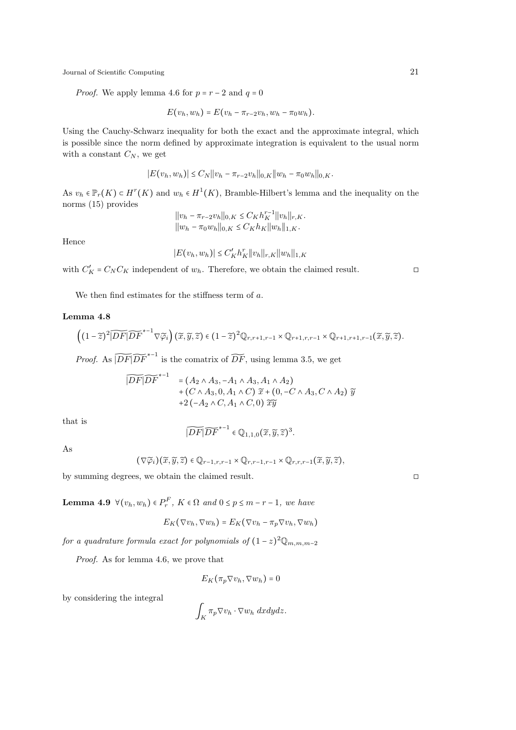*Proof.* We apply lemma 4.6 for $p = r-2$ and $q = 0$

$$E(v_h, w_h) = E(v_h - \pi_{r-2}v_h, w_h - \pi_0 w_h).$$

Using the Cauchy-Schwarz inequality for both the exact and the approximate integral, which is possible since the norm defined by approximate integration is equivalent to the usual norm with a constant $C_N$, we get

$$|E(v_h, w_h)| \leq C_N \|v_h - \pi_{r-2}v_h\|_{0,K} \|w_h - \pi_0 w_h\|_{0,K}.$$

As $v_h \in \mathbb{P}_r(K) \subset H^r(K)$ and $w_h \in H^1(K)$, Bramble-Hilbert's lemma and the inequality on the norms (15) provides

$$\|v_h - \pi_{r-2}v_h\|_{0,K} \leq C_K h_K^{r-1} \|v_h\|_{r,K}.$$
$$\|w_h - \pi_0 w_h\|_{0,K} \leq C_K h_K \|w_h\|_{1,K}.$$

Hence

$$|E(v_h, w_h)| \leq C'_K h_K^r \|v_h\|_{r,K} \|w_h\|_{1,K}$$

with $C'_K = C_N C_K$ independent of $w_h$. Therefore, we obtain the claimed result. □

We then find estimates for the stiffness term of $a$.

**Lemma 4.8**

$$\left((1-\widetilde{z})^2 \widetilde{|DF|} \widetilde{DF}^{*-1} \nabla \widetilde{\varphi}_i\right)(\widetilde{x}, \widetilde{y}, \widetilde{z}) \in (1-\widetilde{z})^2 \mathbb{Q}_{r,r+1,r-1} \times \mathbb{Q}_{r+1,r,r-1} \times \mathbb{Q}_{r+1,r+1,r-1}(\widetilde{x}, \widetilde{y}, \widetilde{z}).$$

*Proof.* As $\widetilde{|DF|} \widetilde{DF}^{*-1}$ is the comatrix of $\widetilde{DF}$, using lemma 3.5, we get

$$\begin{aligned}
\widetilde{|DF|} \widetilde{DF}^{*-1} &= (A_2 \wedge A_3, -A_1 \wedge A_3, A_1 \wedge A_2) \\
&+ (C \wedge A_3, 0, A_1 \wedge C)\ \widetilde{x} + (0, -C \wedge A_3, C \wedge A_2)\ \widetilde{y} \\
&+ 2\,(-A_2 \wedge C, A_1 \wedge C, 0)\ \widetilde{x}\widetilde{y}
\end{aligned}$$

that is

$$\widetilde{|DF|} \widetilde{DF}^{*-1} \in \mathbb{Q}_{1,1,0}(\widetilde{x}, \widetilde{y}, \widetilde{z})^3.$$

As

$$(\nabla \widetilde{\varphi}_i)(\widetilde{x}, \widetilde{y}, \widetilde{z}) \in \mathbb{Q}_{r-1,r,r-1} \times \mathbb{Q}_{r,r-1,r-1} \times \mathbb{Q}_{r,r,r-1}(\widetilde{x}, \widetilde{y}, \widetilde{z}),$$

by summing degrees, we obtain the claimed result. □

**Lemma 4.9** *$\forall (v_h, w_h) \in P_r^F$, $K \in \Omega$ and $0 \leq p \leq m-r-1$, we have*

$$E_K(\nabla v_h, \nabla w_h) = E_K(\nabla v_h - \pi_p \nabla v_h, \nabla w_h)$$

*for a quadrature formula exact for polynomials of $(1-z)^2 \mathbb{Q}_{m,m,m-2}$*

*Proof.* As for lemma 4.6, we prove that

$$E_K(\pi_p \nabla v_h, \nabla w_h) = 0$$

by considering the integral

$$\int_K \pi_p \nabla v_h \cdot \nabla w_h \, dxdydz.$$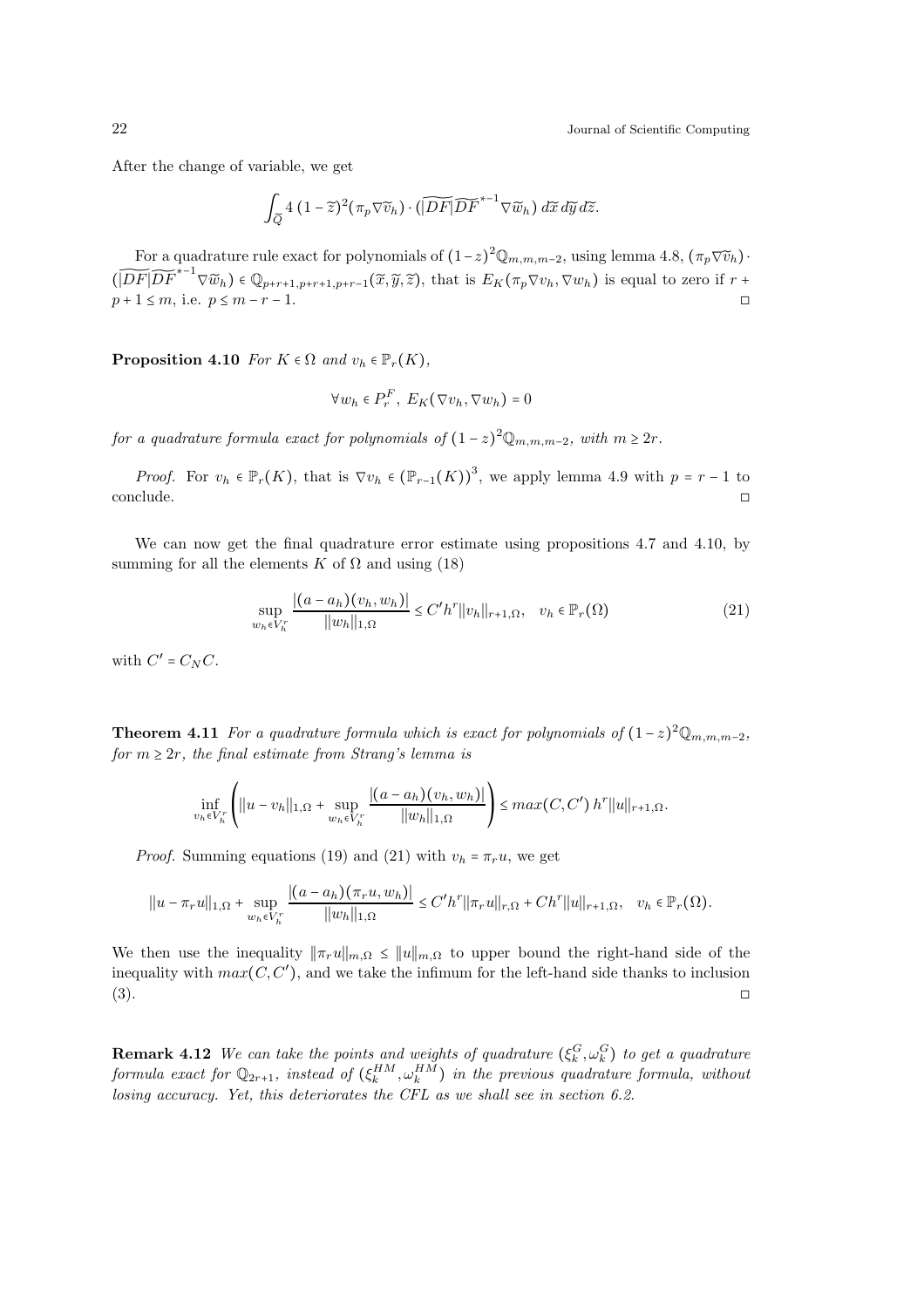After the change of variable, we get

$$\int_{\widetilde{Q}} 4\,(1-\widetilde{z})^2 (\pi_p \nabla \widetilde{v}_h) \cdot (|\widetilde{DF}| \widetilde{DF}^{*-1} \nabla \widetilde{w}_h)\, d\widetilde{x}\, d\widetilde{y}\, d\widetilde{z}.$$

For a quadrature rule exact for polynomials of $(1-z)^2 \mathbb{Q}_{m,m,m-2}$, using lemma 4.8, $(\pi_p \nabla \widetilde{v}_h) \cdot (|\widetilde{DF}| \widetilde{DF}^{*-1} \nabla \widetilde{w}_h) \in \mathbb{Q}_{p+r+1,p+r+1,p+r-1}(\widetilde{x}, \widetilde{y}, \widetilde{z})$, that is $E_K(\pi_p \nabla v_h, \nabla w_h)$ is equal to zero if $r + p + 1 \leq m$, i.e. $p \leq m - r - 1$. ◻

**Proposition 4.10** *For $K \in \Omega$ and $v_h \in \mathbb{P}_r(K)$,*

$$\forall w_h \in P_r^F,\; E_K(\nabla v_h, \nabla w_h) = 0$$

*for a quadrature formula exact for polynomials of $(1-z)^2 \mathbb{Q}_{m,m,m-2}$, with $m \geq 2r$.*

*Proof.* For $v_h \in \mathbb{P}_r(K)$, that is $\nabla v_h \in (\mathbb{P}_{r-1}(K))^3$, we apply lemma 4.9 with $p = r - 1$ to conclude. ◻

We can now get the final quadrature error estimate using propositions 4.7 and 4.10, by summing for all the elements $K$ of $\Omega$ and using (18)

$$\sup_{w_h \in V_h^r} \frac{|(a - a_h)(v_h, w_h)|}{\|w_h\|_{1,\Omega}} \leq C' h^r \|v_h\|_{r+1,\Omega}, \quad v_h \in \mathbb{P}_r(\Omega) \tag{21}$$

with $C' = C_N C$.

**Theorem 4.11** *For a quadrature formula which is exact for polynomials of $(1-z)^2 \mathbb{Q}_{m,m,m-2}$, for $m \geq 2r$, the final estimate from Strang's lemma is*

$$\inf_{v_h \in V_h^r} \left( \|u - v_h\|_{1,\Omega} + \sup_{w_h \in V_h^r} \frac{|(a - a_h)(v_h, w_h)|}{\|w_h\|_{1,\Omega}} \right) \leq max(C, C')\, h^r \|u\|_{r+1,\Omega}.$$

*Proof.* Summing equations (19) and (21) with $v_h = \pi_r u$, we get

$$\|u - \pi_r u\|_{1,\Omega} + \sup_{w_h \in V_h^r} \frac{|(a - a_h)(\pi_r u, w_h)|}{\|w_h\|_{1,\Omega}} \leq C' h^r \|\pi_r u\|_{r,\Omega} + C h^r \|u\|_{r+1,\Omega}, \quad v_h \in \mathbb{P}_r(\Omega).$$

We then use the inequality $\|\pi_r u\|_{m,\Omega} \leq \|u\|_{m,\Omega}$ to upper bound the right-hand side of the inequality with $max(C, C')$, and we take the infimum for the left-hand side thanks to inclusion (3). ◻

**Remark 4.12** *We can take the points and weights of quadrature $(\xi_k^G, \omega_k^G)$ to get a quadrature formula exact for $\mathbb{Q}_{2r+1}$, instead of $(\xi_k^{HM}, \omega_k^{HM})$ in the previous quadrature formula, without losing accuracy. Yet, this deteriorates the CFL as we shall see in section 6.2.*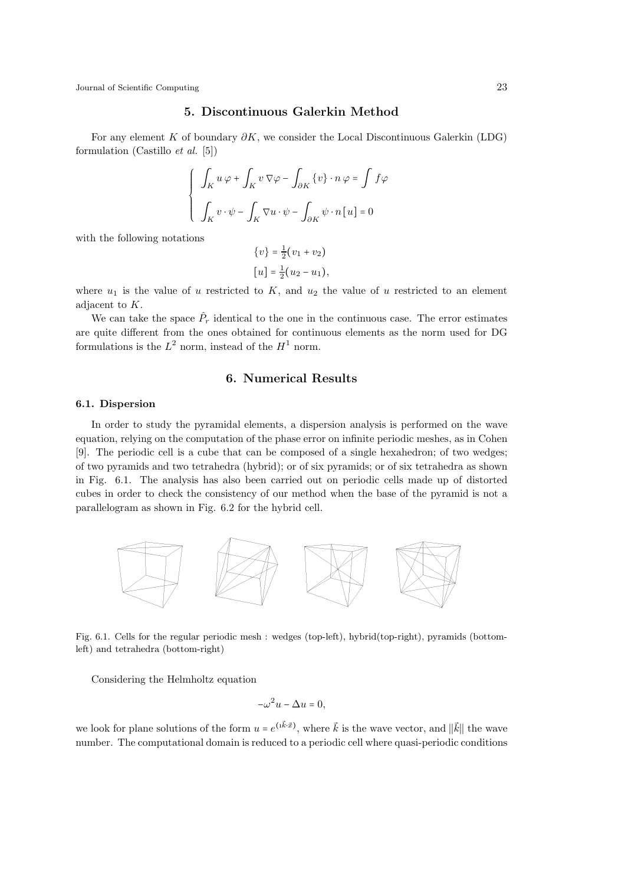## 5. Discontinuous Galerkin Method

For any element $K$ of boundary $\partial K$, we consider the Local Discontinuous Galerkin (LDG) formulation (Castillo *et al.* [5])

$$
\left\{
\begin{array}{l}
\displaystyle \int_K u\,\varphi + \int_K v\,\nabla\varphi - \int_{\partial K} \{v\}\cdot n\,\varphi = \int f\varphi \\
\displaystyle \int_K v\cdot\psi - \int_K \nabla u\cdot\psi - \int_{\partial K} \psi\cdot n\,[u] = 0
\end{array}
\right.
$$

with the following notations

$$
\{v\} = \tfrac{1}{2}(v_1 + v_2)
$$

$$
[u] = \tfrac{1}{2}(u_2 - u_1),
$$

where $u_1$ is the value of $u$ restricted to $K$, and $u_2$ the value of $u$ restricted to an element adjacent to $K$.

We can take the space $\hat{P}_r$ identical to the one in the continuous case. The error estimates are quite different from the ones obtained for continuous elements as the norm used for DG formulations is the $L^2$ norm, instead of the $H^1$ norm.

## 6. Numerical Results

### 6.1. Dispersion

In order to study the pyramidal elements, a dispersion analysis is performed on the wave equation, relying on the computation of the phase error on infinite periodic meshes, as in Cohen [9]. The periodic cell is a cube that can be composed of a single hexahedron; of two wedges; of two pyramids and two tetrahedra (hybrid); or of six pyramids; or of six tetrahedra as shown in Fig. 6.1. The analysis has also been carried out on periodic cells made up of distorted cubes in order to check the consistency of our method when the base of the pyramid is not a parallelogram as shown in Fig. 6.2 for the hybrid cell.

Fig. 6.1. Cells for the regular periodic mesh : wedges (top-left), hybrid(top-right), pyramids (bottom-left) and tetrahedra (bottom-right)

Considering the Helmholtz equation

$$
-\omega^2 u - \Delta u = 0,
$$

we look for plane solutions of the form $u = e^{(\imath \vec{k}\cdot\vec{x})}$, where $\vec{k}$ is the wave vector, and $\|\vec{k}\|$ the wave number. The computational domain is reduced to a periodic cell where quasi-periodic conditions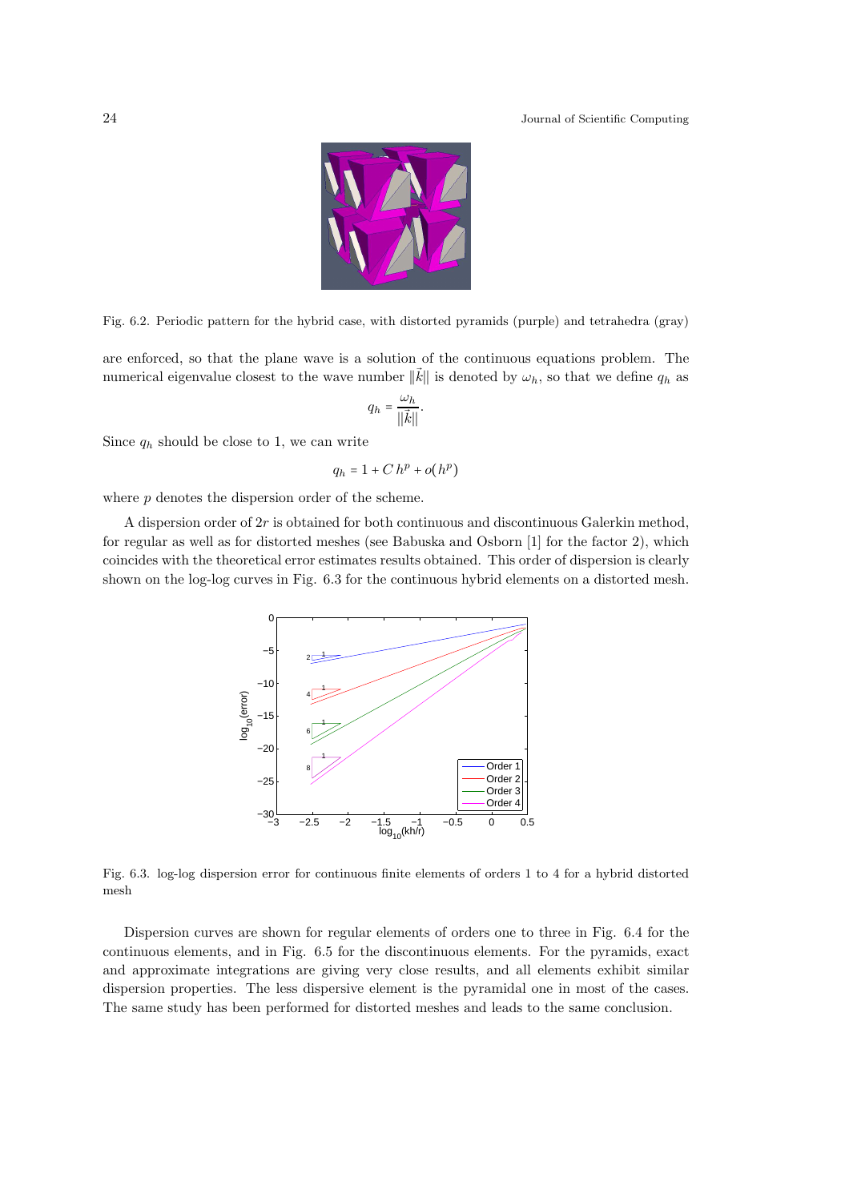Fig. 6.2. Periodic pattern for the hybrid case, with distorted pyramids (purple) and tetrahedra (gray)

are enforced, so that the plane wave is a solution of the continuous equations problem. The numerical eigenvalue closest to the wave number $\|\vec{k}\|$ is denoted by $\omega_h$, so that we define $q_h$ as

$$q_h = \frac{\omega_h}{\|\vec{k}\|}.$$

Since $q_h$ should be close to 1, we can write

$$q_h = 1 + C\,h^p + o(h^p)$$

where $p$ denotes the dispersion order of the scheme.

A dispersion order of $2r$ is obtained for both continuous and discontinuous Galerkin method, for regular as well as for distorted meshes (see Babuska and Osborn [1] for the factor 2), which coincides with the theoretical error estimates results obtained. This order of dispersion is clearly shown on the log-log curves in Fig. 6.3 for the continuous hybrid elements on a distorted mesh.

Fig. 6.3. log-log dispersion error for continuous finite elements of orders 1 to 4 for a hybrid distorted mesh

Dispersion curves are shown for regular elements of orders one to three in Fig. 6.4 for the continuous elements, and in Fig. 6.5 for the discontinuous elements. For the pyramids, exact and approximate integrations are giving very close results, and all elements exhibit similar dispersion properties. The less dispersive element is the pyramidal one in most of the cases. The same study has been performed for distorted meshes and leads to the same conclusion.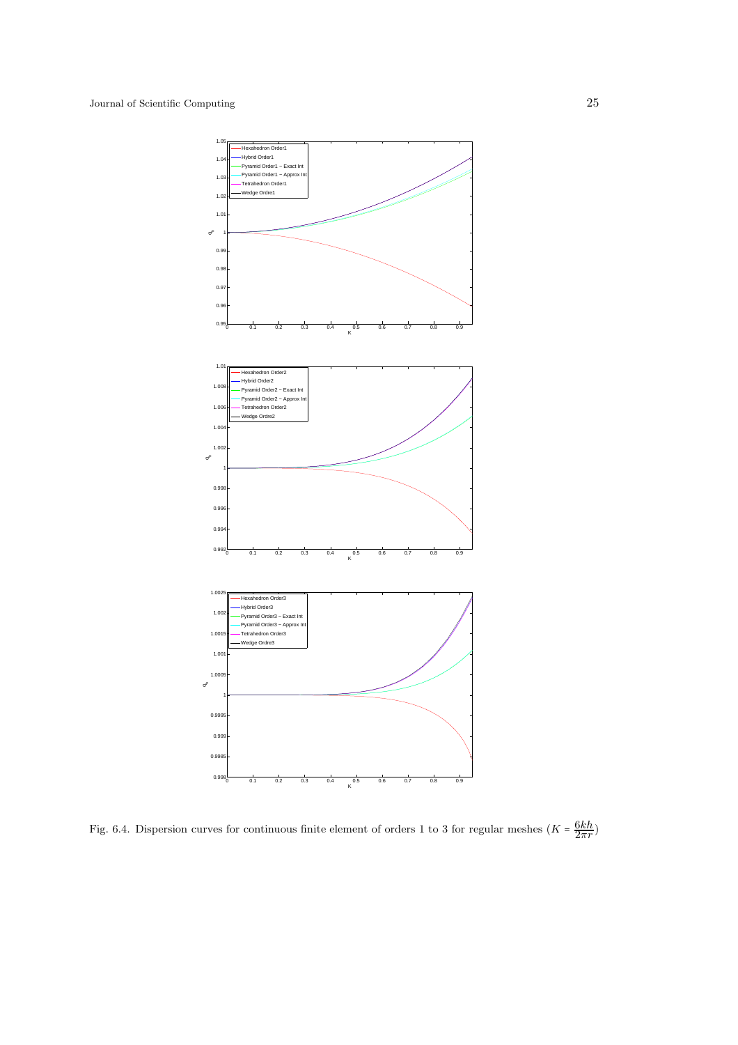Fig. 6.4. Dispersion curves for continuous finite element of orders 1 to 3 for regular meshes ($K = \dfrac{6kh}{2\pi r}$)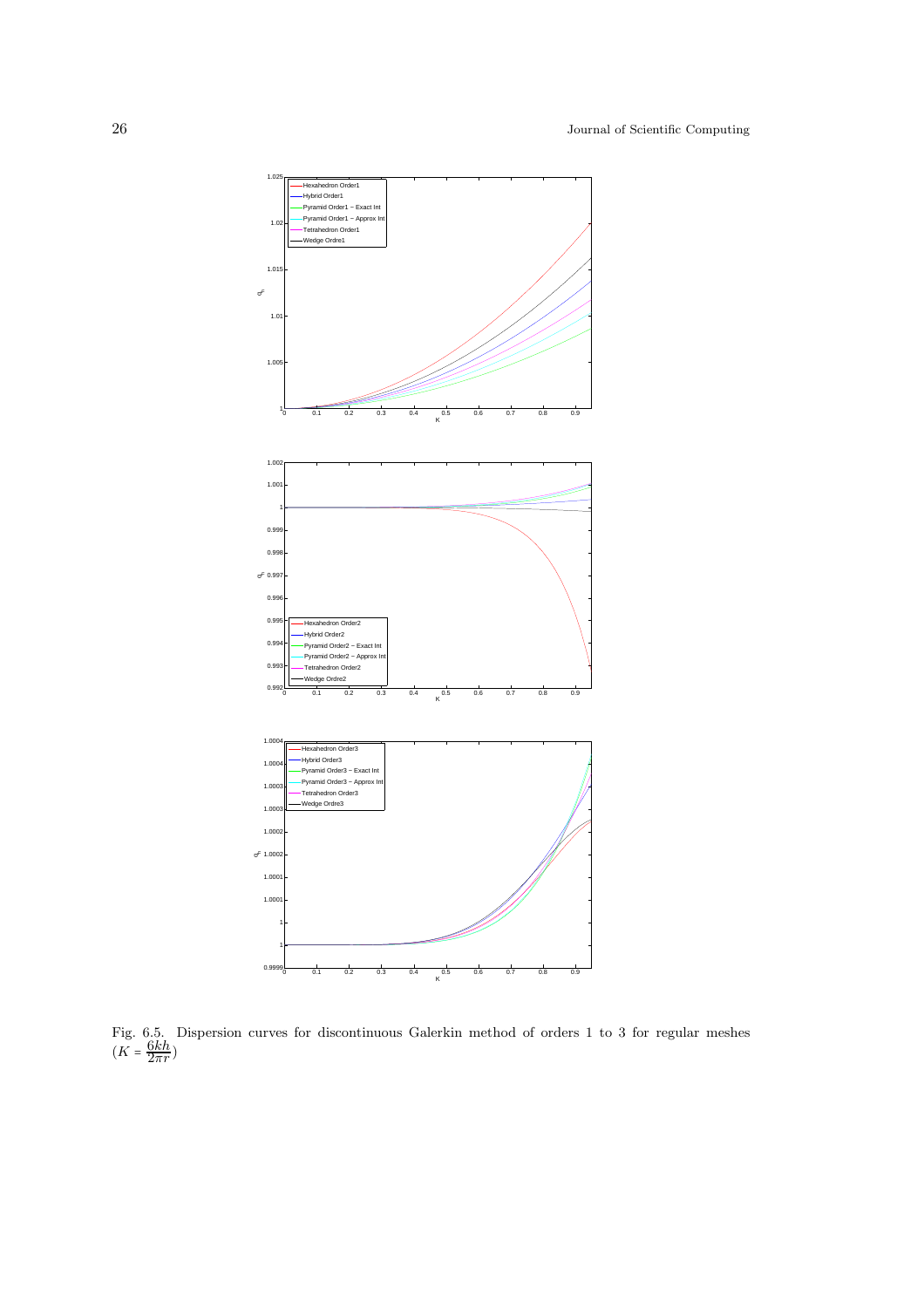Fig. 6.5. Dispersion curves for discontinuous Galerkin method of orders 1 to 3 for regular meshes ($K = \dfrac{6kh}{2\pi r}$)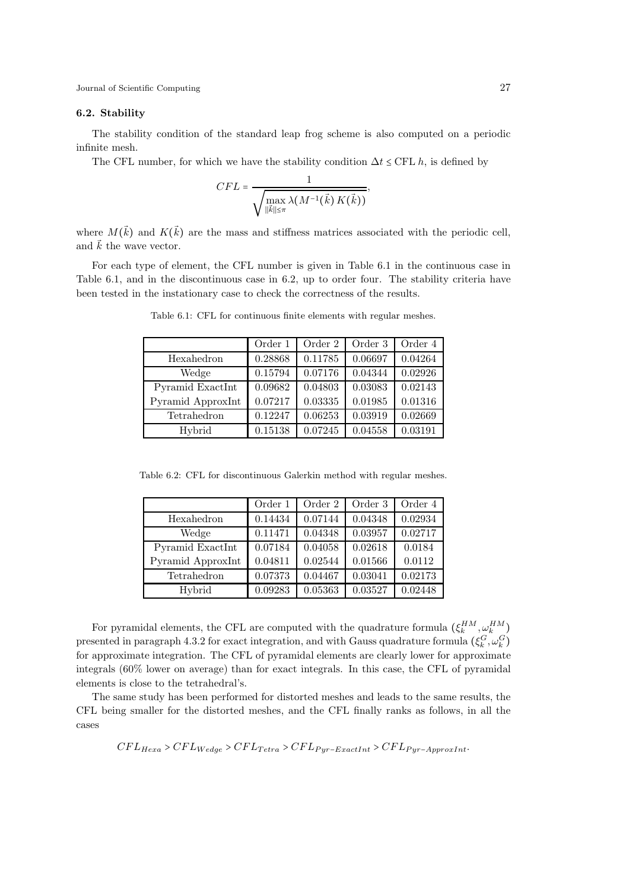### 6.2. Stability

The stability condition of the standard leap frog scheme is also computed on a periodic infinite mesh.

The CFL number, for which we have the stability condition $\Delta t \leq \text{CFL } h$, is defined by

$$CFL = \frac{1}{\sqrt{\max_{\|\vec{k}\| \leq \pi} \lambda(M^{-1}(\vec{k})\, K(\vec{k}))}},$$

where $M(\vec{k})$ and $K(\vec{k})$ are the mass and stiffness matrices associated with the periodic cell, and $\vec{k}$ the wave vector.

For each type of element, the CFL number is given in Table 6.1 in the continuous case in Table 6.1, and in the discontinuous case in 6.2, up to order four. The stability criteria have been tested in the instationary case to check the correctness of the results.

Table 6.1: CFL for continuous finite elements with regular meshes.

| | Order 1 | Order 2 | Order 3 | Order 4 |
|---|---|---|---|---|
| Hexahedron | 0.28868 | 0.11785 | 0.06697 | 0.04264 |
| Wedge | 0.15794 | 0.07176 | 0.04344 | 0.02926 |
| Pyramid ExactInt | 0.09682 | 0.04803 | 0.03083 | 0.02143 |
| Pyramid ApproxInt | 0.07217 | 0.03335 | 0.01985 | 0.01316 |
| Tetrahedron | 0.12247 | 0.06253 | 0.03919 | 0.02669 |
| Hybrid | 0.15138 | 0.07245 | 0.04558 | 0.03191 |

Table 6.2: CFL for discontinuous Galerkin method with regular meshes.

| | Order 1 | Order 2 | Order 3 | Order 4 |
|---|---|---|---|---|
| Hexahedron | 0.14434 | 0.07144 | 0.04348 | 0.02934 |
| Wedge | 0.11471 | 0.04348 | 0.03957 | 0.02717 |
| Pyramid ExactInt | 0.07184 | 0.04058 | 0.02618 | 0.0184 |
| Pyramid ApproxInt | 0.04811 | 0.02544 | 0.01566 | 0.0112 |
| Tetrahedron | 0.07373 | 0.04467 | 0.03041 | 0.02173 |
| Hybrid | 0.09283 | 0.05363 | 0.03527 | 0.02448 |

For pyramidal elements, the CFL are computed with the quadrature formula $(\xi_k^{HM}, \omega_k^{HM})$ presented in paragraph 4.3.2 for exact integration, and with Gauss quadrature formula $(\xi_k^G, \omega_k^G)$ for approximate integration. The CFL of pyramidal elements are clearly lower for approximate integrals (60% lower on average) than for exact integrals. In this case, the CFL of pyramidal elements is close to the tetrahedral's.

The same study has been performed for distorted meshes and leads to the same results, the CFL being smaller for the distorted meshes, and the CFL finally ranks as follows, in all the cases

$$CFL_{Hexa} > CFL_{Wedge} > CFL_{Tetra} > CFL_{Pyr-ExactInt} > CFL_{Pyr-ApproxInt}.$$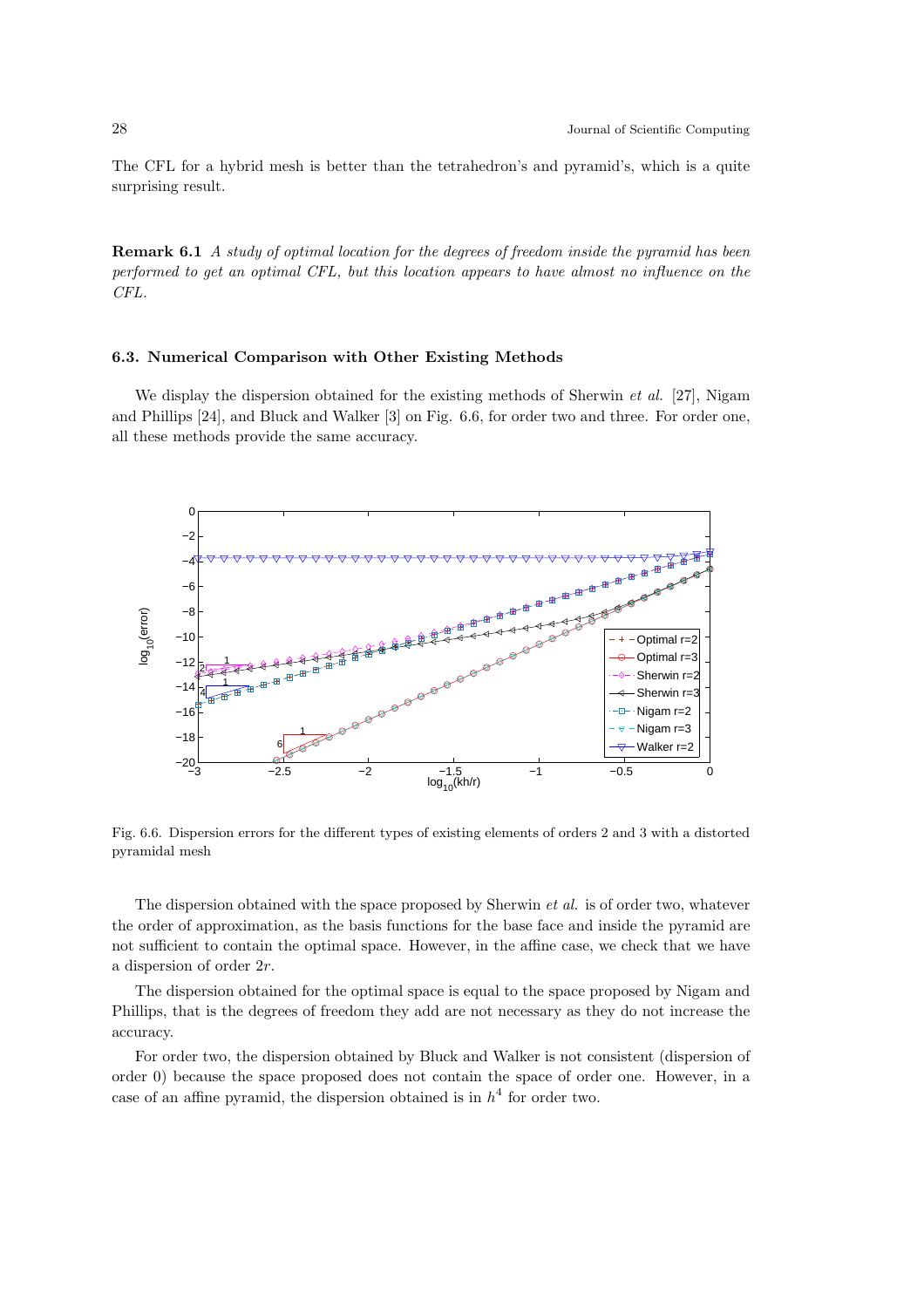The CFL for a hybrid mesh is better than the tetrahedron's and pyramid's, which is a quite surprising result.

**Remark 6.1** *A study of optimal location for the degrees of freedom inside the pyramid has been performed to get an optimal CFL, but this location appears to have almost no influence on the CFL.*

### 6.3. Numerical Comparison with Other Existing Methods

We display the dispersion obtained for the existing methods of Sherwin *et al.* [27], Nigam and Phillips [24], and Bluck and Walker [3] on Fig. 6.6, for order two and three. For order one, all these methods provide the same accuracy.

Fig. 6.6. Dispersion errors for the different types of existing elements of orders 2 and 3 with a distorted pyramidal mesh

The dispersion obtained with the space proposed by Sherwin *et al.* is of order two, whatever the order of approximation, as the basis functions for the base face and inside the pyramid are not sufficient to contain the optimal space. However, in the affine case, we check that we have a dispersion of order $2r$.

The dispersion obtained for the optimal space is equal to the space proposed by Nigam and Phillips, that is the degrees of freedom they add are not necessary as they do not increase the accuracy.

For order two, the dispersion obtained by Bluck and Walker is not consistent (dispersion of order 0) because the space proposed does not contain the space of order one. However, in a case of an affine pyramid, the dispersion obtained is in $h^4$ for order two.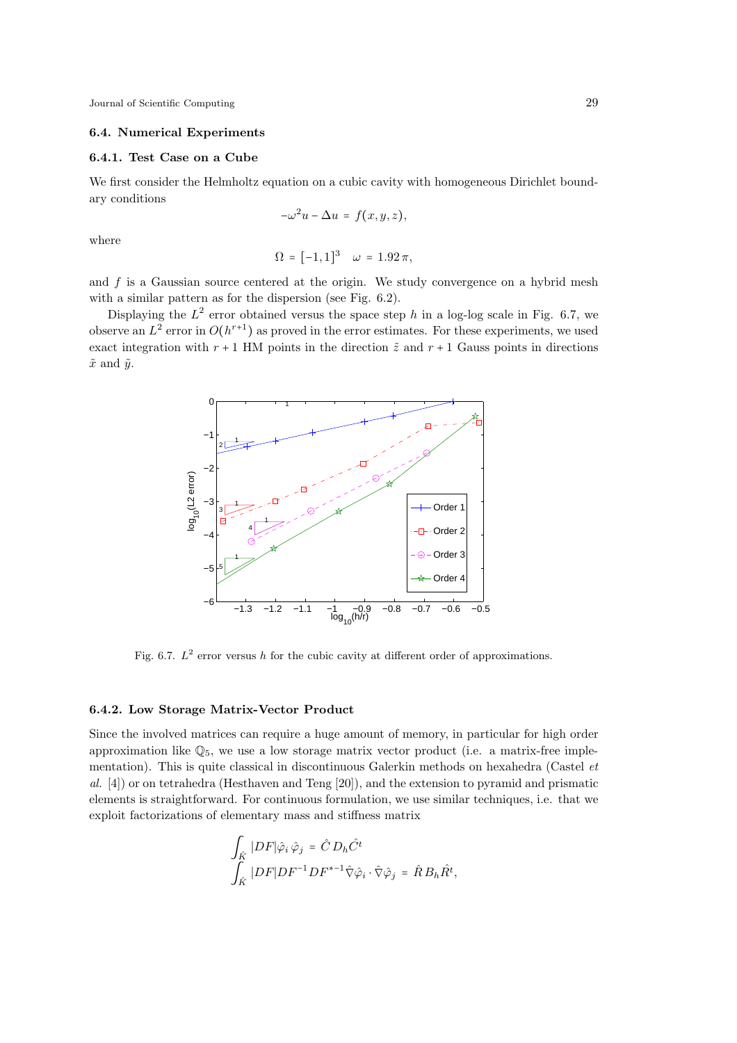### 6.4. Numerical Experiments

#### 6.4.1. Test Case on a Cube

We first consider the Helmholtz equation on a cubic cavity with homogeneous Dirichlet boundary conditions

$$-\omega^2 u - \Delta u = f(x, y, z),$$

where

$$\Omega = [-1, 1]^3 \quad \omega = 1.92\,\pi,$$

and $f$ is a Gaussian source centered at the origin. We study convergence on a hybrid mesh with a similar pattern as for the dispersion (see Fig. 6.2).

Displaying the $L^2$ error obtained versus the space step $h$ in a log-log scale in Fig. 6.7, we observe an $L^2$ error in $O(h^{r+1})$ as proved in the error estimates. For these experiments, we used exact integration with $r+1$ HM points in the direction $\tilde{z}$ and $r+1$ Gauss points in directions $\tilde{x}$ and $\tilde{y}$.

Fig. 6.7. $L^2$ error versus $h$ for the cubic cavity at different order of approximations.

#### 6.4.2. Low Storage Matrix-Vector Product

Since the involved matrices can require a huge amount of memory, in particular for high order approximation like $\mathbb{Q}_5$, we use a low storage matrix vector product (i.e. a matrix-free implementation). This is quite classical in discontinuous Galerkin methods on hexahedra (Castel *et al.* [4]) or on tetrahedra (Hesthaven and Teng [20]), and the extension to pyramid and prismatic elements is straightforward. For continuous formulation, we use similar techniques, i.e. that we exploit factorizations of elementary mass and stiffness matrix

$$\int_{\hat{K}} |DF| \hat{\varphi}_i \, \hat{\varphi}_j = \hat{C}\, D_h \hat{C}^t$$
$$\int_{\hat{K}} |DF| DF^{-1} DF^{*-1} \hat{\nabla}\hat{\varphi}_i \cdot \hat{\nabla}\hat{\varphi}_j = \hat{R}\, B_h \hat{R}^t,$$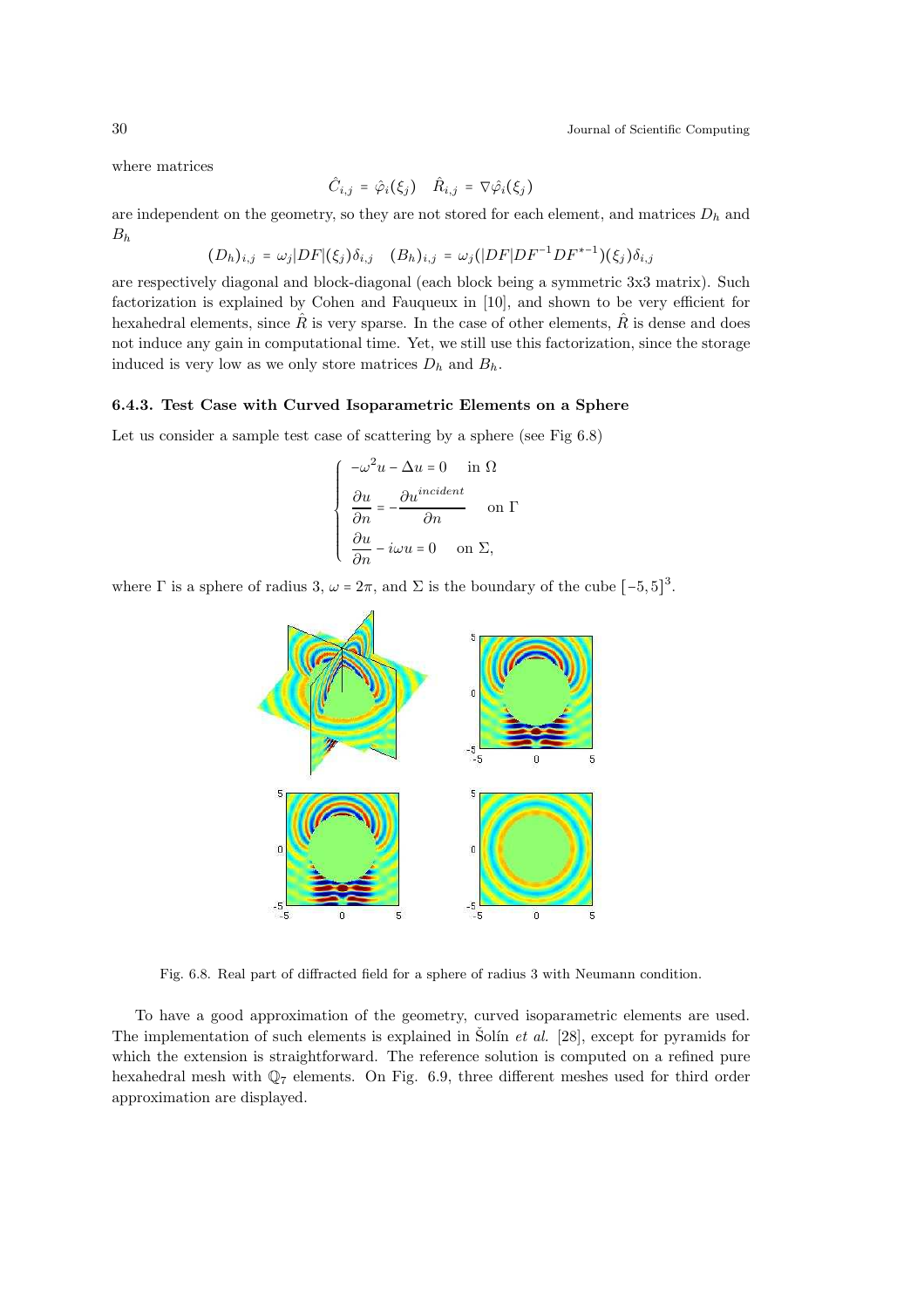where matrices

$$\hat{C}_{i,j} = \hat{\varphi}_i(\xi_j) \quad \hat{R}_{i,j} = \nabla\hat{\varphi}_i(\xi_j)$$

are independent on the geometry, so they are not stored for each element, and matrices $D_h$ and $B_h$

$$(D_h)_{i,j} = \omega_j |DF|(\xi_j)\delta_{i,j} \quad (B_h)_{i,j} = \omega_j (|DF| DF^{-1} DF^{*-1})(\xi_j)\delta_{i,j}$$

are respectively diagonal and block-diagonal (each block being a symmetric 3x3 matrix). Such factorization is explained by Cohen and Fauqueux in [10], and shown to be very efficient for hexahedral elements, since $\hat{R}$ is very sparse. In the case of other elements, $\hat{R}$ is dense and does not induce any gain in computational time. Yet, we still use this factorization, since the storage induced is very low as we only store matrices $D_h$ and $B_h$.

#### 6.4.3. Test Case with Curved Isoparametric Elements on a Sphere

Let us consider a sample test case of scattering by a sphere (see Fig 6.8)

$$\begin{cases} -\omega^2 u - \Delta u = 0 & \text{in } \Omega \\ \dfrac{\partial u}{\partial n} = -\dfrac{\partial u^{incident}}{\partial n} & \text{on } \Gamma \\ \dfrac{\partial u}{\partial n} - i\omega u = 0 & \text{on } \Sigma, \end{cases}$$

where $\Gamma$ is a sphere of radius 3, $\omega = 2\pi$, and $\Sigma$ is the boundary of the cube $[-5, 5]^3$.

Fig. 6.8. Real part of diffracted field for a sphere of radius 3 with Neumann condition.

To have a good approximation of the geometry, curved isoparametric elements are used. The implementation of such elements is explained in Šolín *et al.* [28], except for pyramids for which the extension is straightforward. The reference solution is computed on a refined pure hexahedral mesh with $\mathbb{Q}_7$ elements. On Fig. 6.9, three different meshes used for third order approximation are displayed.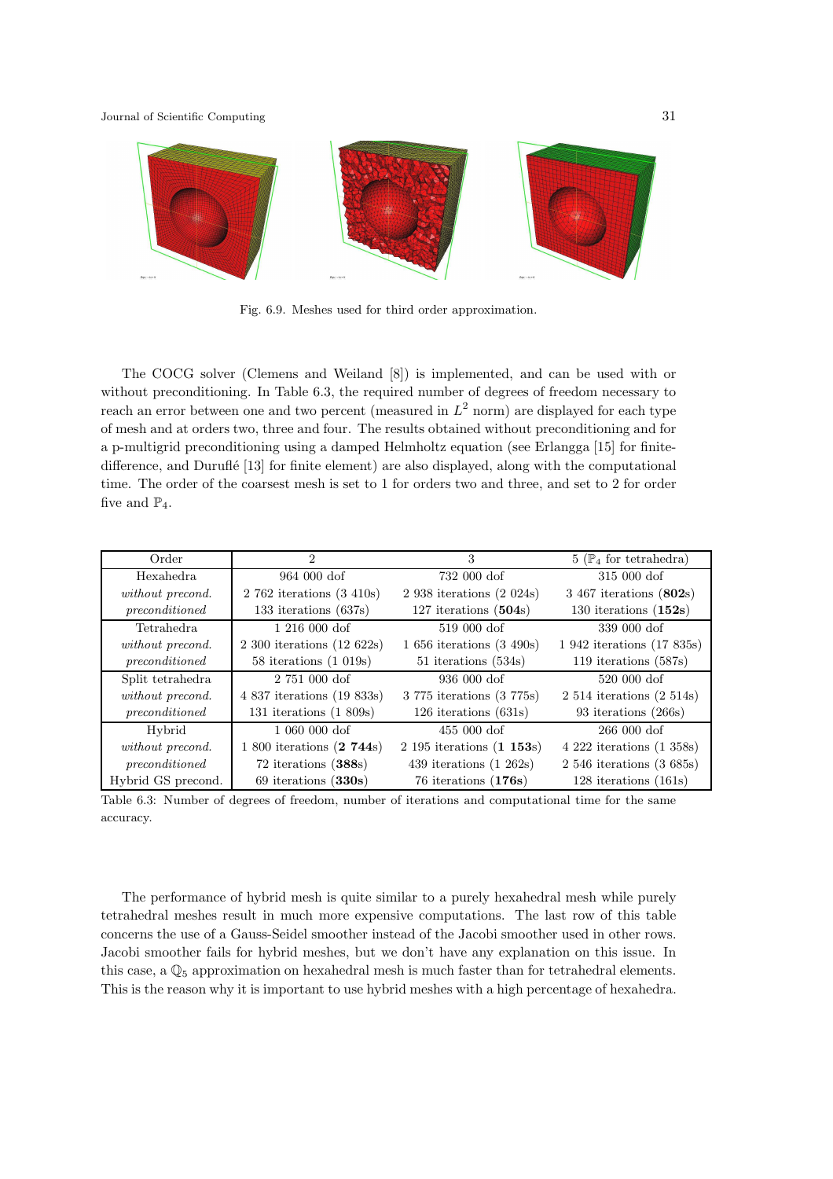Fig. 6.9. Meshes used for third order approximation.

The COCG solver (Clemens and Weiland [8]) is implemented, and can be used with or without preconditioning. In Table 6.3, the required number of degrees of freedom necessary to reach an error between one and two percent (measured in $L^2$ norm) are displayed for each type of mesh and at orders two, three and four. The results obtained without preconditioning and for a p-multigrid preconditioning using a damped Helmholtz equation (see Erlangga [15] for finite-difference, and Duruflé [13] for finite element) are also displayed, along with the computational time. The order of the coarsest mesh is set to 1 for orders two and three, and set to 2 for order five and $\mathbb{P}_4$.

| Order | 2 | 3 | 5 ($\mathbb{P}_4$ for tetrahedra) |
|---|---|---|---|
| Hexahedra | 964 000 dof | 732 000 dof | 315 000 dof |
| *without precond.* | 2 762 iterations (3 410s) | 2 938 iterations (2 024s) | 3 467 iterations (**802**s) |
| *preconditioned* | 133 iterations (637s) | 127 iterations (**504**s) | 130 iterations (**152s**) |
| Tetrahedra | 1 216 000 dof | 519 000 dof | 339 000 dof |
| *without precond.* | 2 300 iterations (12 622s) | 1 656 iterations (3 490s) | 1 942 iterations (17 835s) |
| *preconditioned* | 58 iterations (1 019s) | 51 iterations (534s) | 119 iterations (587s) |
| Split tetrahedra | 2 751 000 dof | 936 000 dof | 520 000 dof |
| *without precond.* | 4 837 iterations (19 833s) | 3 775 iterations (3 775s) | 2 514 iterations (2 514s) |
| *preconditioned* | 131 iterations (1 809s) | 126 iterations (631s) | 93 iterations (266s) |
| Hybrid | 1 060 000 dof | 455 000 dof | 266 000 dof |
| *without precond.* | 1 800 iterations (**2 744**s) | 2 195 iterations (**1 153**s) | 4 222 iterations (1 358s) |
| *preconditioned* | 72 iterations (**388**s) | 439 iterations (1 262s) | 2 546 iterations (3 685s) |
| Hybrid GS precond. | 69 iterations (**330s**) | 76 iterations (**176s**) | 128 iterations (161s) |

Table 6.3: Number of degrees of freedom, number of iterations and computational time for the same accuracy.

The performance of hybrid mesh is quite similar to a purely hexahedral mesh while purely tetrahedral meshes result in much more expensive computations. The last row of this table concerns the use of a Gauss-Seidel smoother instead of the Jacobi smoother used in other rows. Jacobi smoother fails for hybrid meshes, but we don't have any explanation on this issue. In this case, a $\mathbb{Q}_5$ approximation on hexahedral mesh is much faster than for tetrahedral elements. This is the reason why it is important to use hybrid meshes with a high percentage of hexahedra.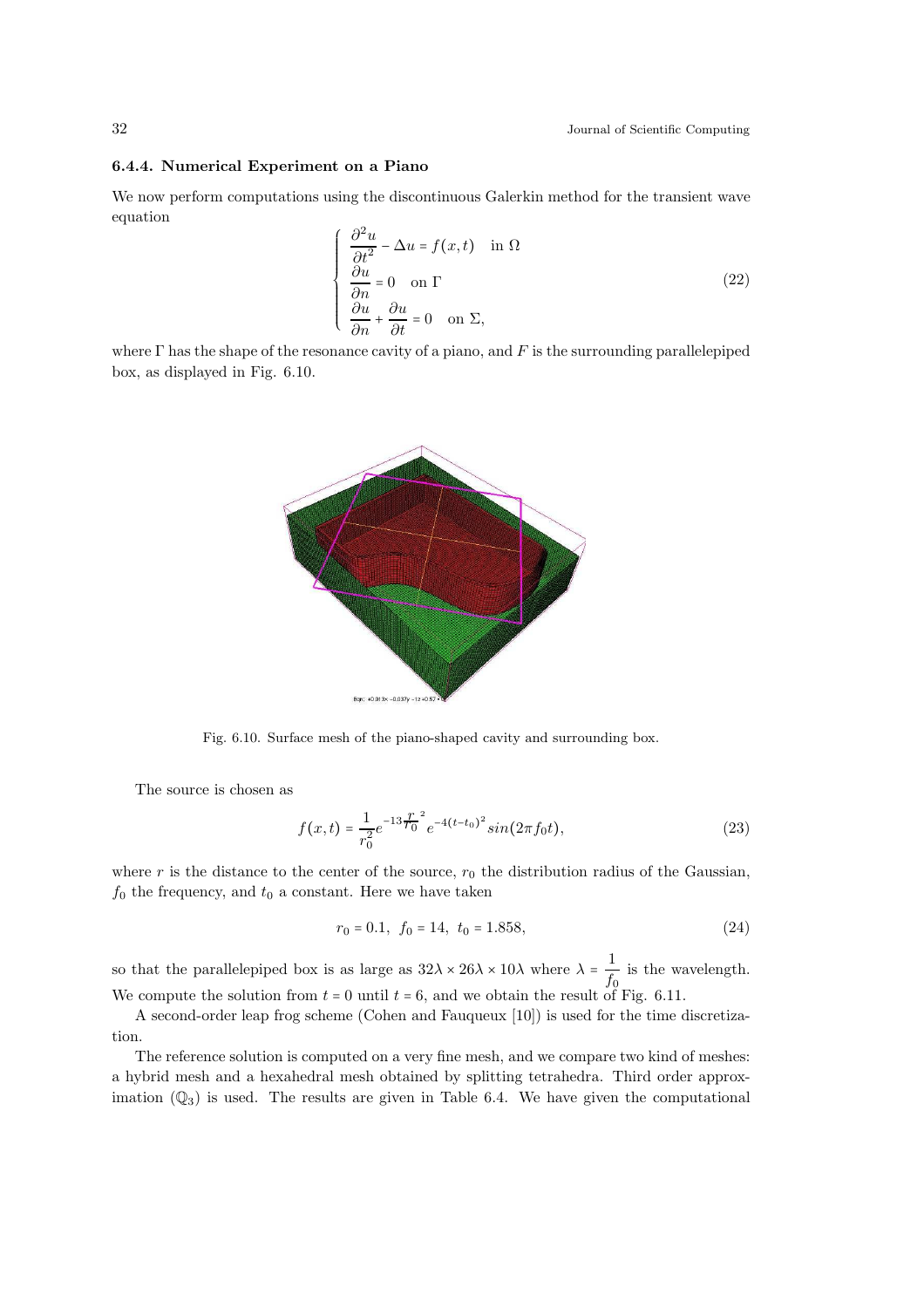### 6.4.4. Numerical Experiment on a Piano

We now perform computations using the discontinuous Galerkin method for the transient wave equation

$$
\begin{cases}
\dfrac{\partial^2 u}{\partial t^2} - \Delta u = f(x,t) \quad \text{in } \Omega \\
\dfrac{\partial u}{\partial n} = 0 \quad \text{on } \Gamma \\
\dfrac{\partial u}{\partial n} + \dfrac{\partial u}{\partial t} = 0 \quad \text{on } \Sigma,
\end{cases}
\tag{22}
$$

where $\Gamma$ has the shape of the resonance cavity of a piano, and $F$ is the surrounding parallelepiped box, as displayed in Fig. 6.10.

Fig. 6.10. Surface mesh of the piano-shaped cavity and surrounding box.

The source is chosen as

$$
f(x,t) = \frac{1}{r_0^2} e^{-13\frac{r}{r_0}^2} e^{-4(t-t_0)^2} sin(2\pi f_0 t),
\tag{23}
$$

where $r$ is the distance to the center of the source, $r_0$ the distribution radius of the Gaussian, $f_0$ the frequency, and $t_0$ a constant. Here we have taken

$$
r_0 = 0.1, \;\; f_0 = 14, \;\; t_0 = 1.858,
\tag{24}
$$

so that the parallelepiped box is as large as $32\lambda \times 26\lambda \times 10\lambda$ where $\lambda = \dfrac{1}{f_0}$ is the wavelength. We compute the solution from $t = 0$ until $t = 6$, and we obtain the result of Fig. 6.11.

A second-order leap frog scheme (Cohen and Fauqueux [10]) is used for the time discretization.

The reference solution is computed on a very fine mesh, and we compare two kind of meshes: a hybrid mesh and a hexahedral mesh obtained by splitting tetrahedra. Third order approximation ($\mathbb{Q}_3$) is used. The results are given in Table 6.4. We have given the computational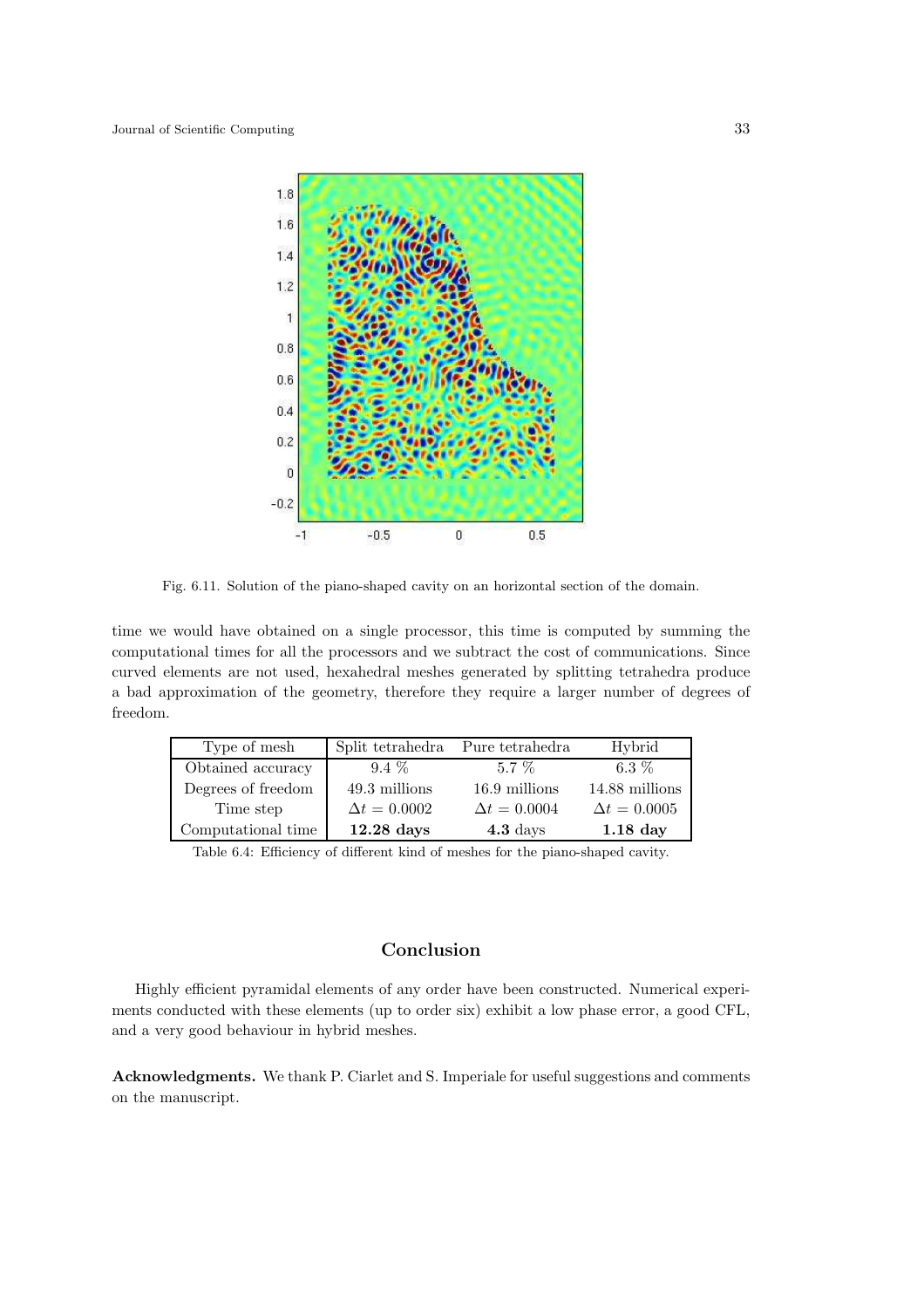Fig. 6.11. Solution of the piano-shaped cavity on an horizontal section of the domain.

time we would have obtained on a single processor, this time is computed by summing the computational times for all the processors and we subtract the cost of communications. Since curved elements are not used, hexahedral meshes generated by splitting tetrahedra produce a bad approximation of the geometry, therefore they require a larger number of degrees of freedom.

| Type of mesh | Split tetrahedra | Pure tetrahedra | Hybrid |
|---|---|---|---|
| Obtained accuracy | 9.4 % | 5.7 % | 6.3 % |
| Degrees of freedom | 49.3 millions | 16.9 millions | 14.88 millions |
| Time step | $\Delta t = 0.0002$ | $\Delta t = 0.0004$ | $\Delta t = 0.0005$ |
| Computational time | **12.28 days** | **4.3** days | **1.18 day** |

Table 6.4: Efficiency of different kind of meshes for the piano-shaped cavity.

## Conclusion

Highly efficient pyramidal elements of any order have been constructed. Numerical experiments conducted with these elements (up to order six) exhibit a low phase error, a good CFL, and a very good behaviour in hybrid meshes.

**Acknowledgments.** We thank P. Ciarlet and S. Imperiale for useful suggestions and comments on the manuscript.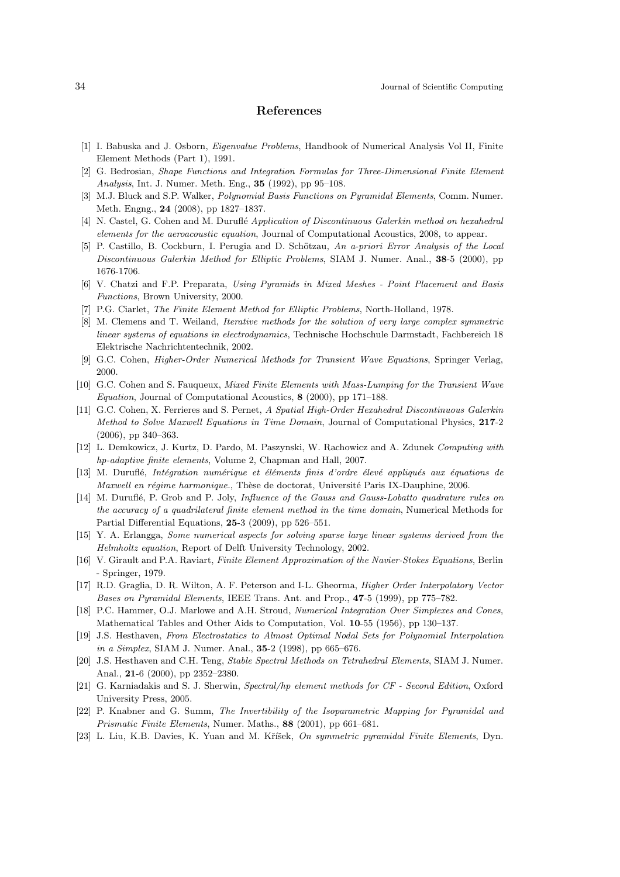## References

[1] I. Babuska and J. Osborn, *Eigenvalue Problems*, Handbook of Numerical Analysis Vol II, Finite Element Methods (Part 1), 1991.

[2] G. Bedrosian, *Shape Functions and Integration Formulas for Three-Dimensional Finite Element Analysis*, Int. J. Numer. Meth. Eng., **35** (1992), pp 95–108.

[3] M.J. Bluck and S.P. Walker, *Polynomial Basis Functions on Pyramidal Elements*, Comm. Numer. Meth. Engng., **24** (2008), pp 1827–1837.

[4] N. Castel, G. Cohen and M. Duruflé *Application of Discontinuous Galerkin method on hexahedral elements for the aeroacoustic equation*, Journal of Computational Acoustics, 2008, to appear.

[5] P. Castillo, B. Cockburn, I. Perugia and D. Schötzau, *An a-priori Error Analysis of the Local Discontinuous Galerkin Method for Elliptic Problems*, SIAM J. Numer. Anal., **38**-5 (2000), pp 1676-1706.

[6] V. Chatzi and F.P. Preparata, *Using Pyramids in Mixed Meshes - Point Placement and Basis Functions*, Brown University, 2000.

[7] P.G. Ciarlet, *The Finite Element Method for Elliptic Problems*, North-Holland, 1978.

[8] M. Clemens and T. Weiland, *Iterative methods for the solution of very large complex symmetric linear systems of equations in electrodynamics*, Technische Hochschule Darmstadt, Fachbereich 18 Elektrische Nachrichtentechnik, 2002.

[9] G.C. Cohen, *Higher-Order Numerical Methods for Transient Wave Equations*, Springer Verlag, 2000.

[10] G.C. Cohen and S. Fauqueux, *Mixed Finite Elements with Mass-Lumping for the Transient Wave Equation*, Journal of Computational Acoustics, **8** (2000), pp 171–188.

[11] G.C. Cohen, X. Ferrieres and S. Pernet, *A Spatial High-Order Hexahedral Discontinuous Galerkin Method to Solve Maxwell Equations in Time Domain*, Journal of Computational Physics, **217**-2 (2006), pp 340–363.

[12] L. Demkowicz, J. Kurtz, D. Pardo, M. Paszynski, W. Rachowicz and A. Zdunek *Computing with hp-adaptive finite elements*, Volume 2, Chapman and Hall, 2007.

[13] M. Duruflé, *Intégration numérique et éléments finis d'ordre élevé appliqués aux équations de Maxwell en régime harmonique.*, Thèse de doctorat, Université Paris IX-Dauphine, 2006.

[14] M. Duruflé, P. Grob and P. Joly, *Influence of the Gauss and Gauss-Lobatto quadrature rules on the accuracy of a quadrilateral finite element method in the time domain*, Numerical Methods for Partial Differential Equations, **25**-3 (2009), pp 526–551.

[15] Y. A. Erlangga, *Some numerical aspects for solving sparse large linear systems derived from the Helmholtz equation*, Report of Delft University Technology, 2002.

[16] V. Girault and P.A. Raviart, *Finite Element Approximation of the Navier-Stokes Equations*, Berlin - Springer, 1979.

[17] R.D. Graglia, D. R. Wilton, A. F. Peterson and I-L. Gheorma, *Higher Order Interpolatory Vector Bases on Pyramidal Elements*, IEEE Trans. Ant. and Prop., **47**-5 (1999), pp 775–782.

[18] P.C. Hammer, O.J. Marlowe and A.H. Stroud, *Numerical Integration Over Simplexes and Cones*, Mathematical Tables and Other Aids to Computation, Vol. **10**-55 (1956), pp 130–137.

[19] J.S. Hesthaven, *From Electrostatics to Almost Optimal Nodal Sets for Polynomial Interpolation in a Simplex*, SIAM J. Numer. Anal., **35**-2 (1998), pp 665–676.

[20] J.S. Hesthaven and C.H. Teng, *Stable Spectral Methods on Tetrahedral Elements*, SIAM J. Numer. Anal., **21**-6 (2000), pp 2352–2380.

[21] G. Karniadakis and S. J. Sherwin, *Spectral/hp element methods for CF - Second Edition*, Oxford University Press, 2005.

[22] P. Knabner and G. Summ, *The Invertibility of the Isoparametric Mapping for Pyramidal and Prismatic Finite Elements*, Numer. Maths., **88** (2001), pp 661–681.

[23] L. Liu, K.B. Davies, K. Yuan and M. Křížek, *On symmetric pyramidal Finite Elements*, Dyn.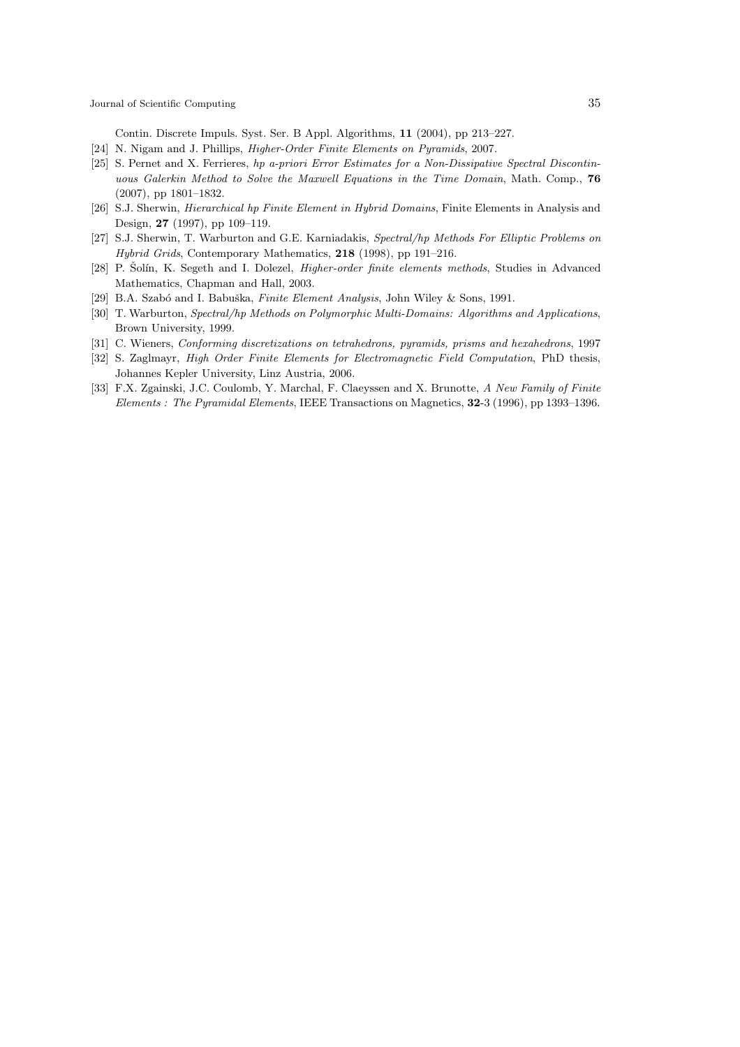Contin. Discrete Impuls. Syst. Ser. B Appl. Algorithms, **11** (2004), pp 213–227.

[24] N. Nigam and J. Phillips, *Higher-Order Finite Elements on Pyramids*, 2007.

[25] S. Pernet and X. Ferrieres, *hp a-priori Error Estimates for a Non-Dissipative Spectral Discontinuous Galerkin Method to Solve the Maxwell Equations in the Time Domain*, Math. Comp., **76** (2007), pp 1801–1832.

[26] S.J. Sherwin, *Hierarchical hp Finite Element in Hybrid Domains*, Finite Elements in Analysis and Design, **27** (1997), pp 109–119.

[27] S.J. Sherwin, T. Warburton and G.E. Karniadakis, *Spectral/hp Methods For Elliptic Problems on Hybrid Grids*, Contemporary Mathematics, **218** (1998), pp 191–216.

[28] P. Šolín, K. Segeth and I. Dolezel, *Higher-order finite elements methods*, Studies in Advanced Mathematics, Chapman and Hall, 2003.

[29] B.A. Szabó and I. Babuška, *Finite Element Analysis*, John Wiley & Sons, 1991.

[30] T. Warburton, *Spectral/hp Methods on Polymorphic Multi-Domains: Algorithms and Applications*, Brown University, 1999.

[31] C. Wieners, *Conforming discretizations on tetrahedrons, pyramids, prisms and hexahedrons*, 1997

[32] S. Zaglmayr, *High Order Finite Elements for Electromagnetic Field Computation*, PhD thesis, Johannes Kepler University, Linz Austria, 2006.

[33] F.X. Zgainski, J.C. Coulomb, Y. Marchal, F. Claeyssen and X. Brunotte, *A New Family of Finite Elements : The Pyramidal Elements*, IEEE Transactions on Magnetics, **32**-3 (1996), pp 1393–1396.